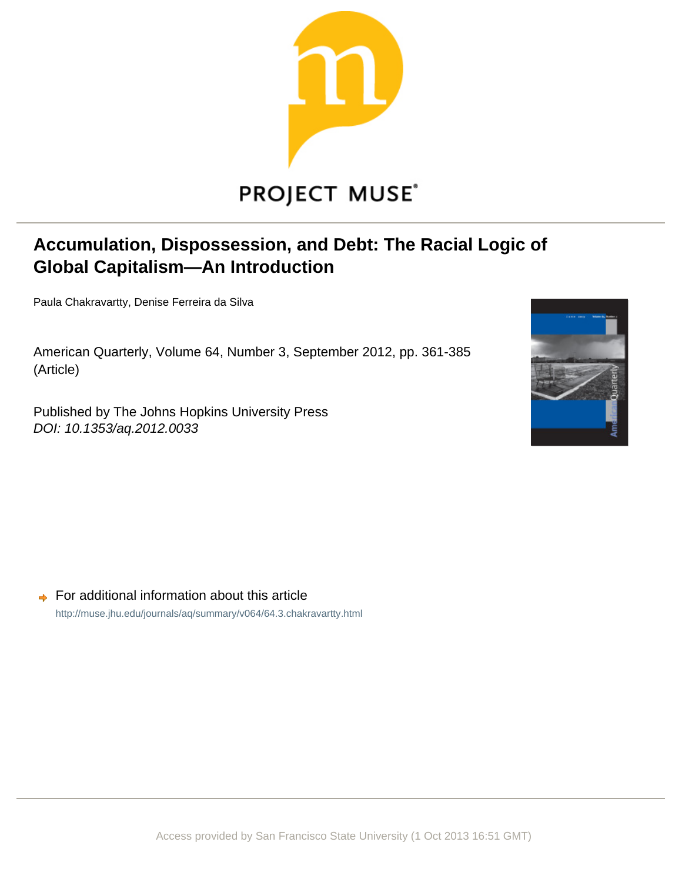PROJECT MUSE

# Accumulation, Dispossession, and Debt: The Racial Logic of Global Capitalism—An Introduction

Paula Chakravartty, Denise Ferreira da Silva

American Quarterly, Volume 64, Number 3, September 2012, pp. 361-385 (Article)

Published by The Johns Hopkins University Press
*DOI: 10.1353/aq.2012.0033*

For additional information about this article

http://muse.jhu.edu/journals/aq/summary/v064/64.3.chakravartty.html

Access provided by San Francisco State University (1 Oct 2013 16:51 GMT)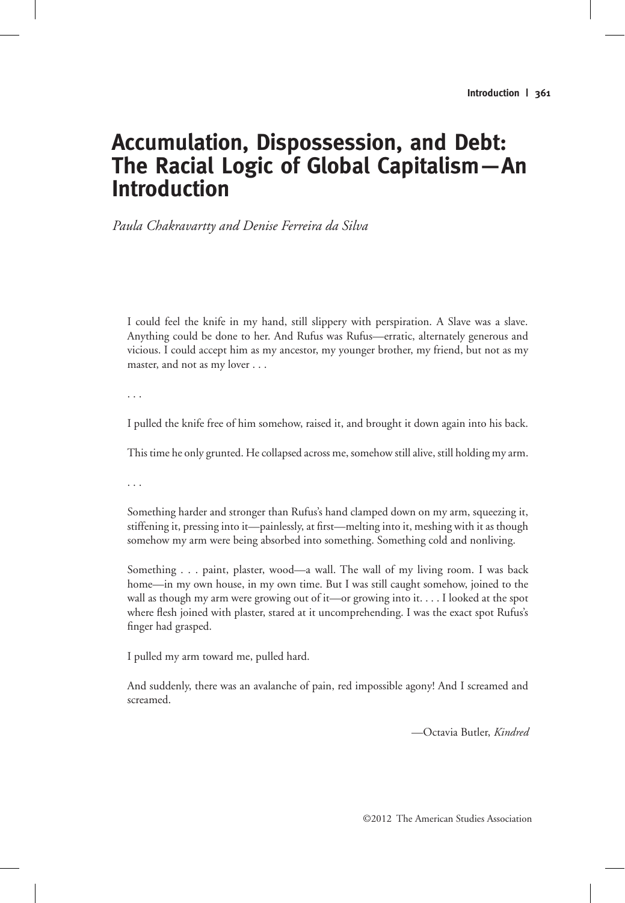# Accumulation, Dispossession, and Debt: The Racial Logic of Global Capitalism—An Introduction

*Paula Chakravartty and Denise Ferreira da Silva*

> I could feel the knife in my hand, still slippery with perspiration. A Slave was a slave. Anything could be done to her. And Rufus was Rufus—erratic, alternately generous and vicious. I could accept him as my ancestor, my younger brother, my friend, but not as my master, and not as my lover . . .
>
> . . .
>
> I pulled the knife free of him somehow, raised it, and brought it down again into his back.
>
> This time he only grunted. He collapsed across me, somehow still alive, still holding my arm.
>
> . . .
>
> Something harder and stronger than Rufus's hand clamped down on my arm, squeezing it, stiffening it, pressing into it—painlessly, at first—melting into it, meshing with it as though somehow my arm were being absorbed into something. Something cold and nonliving.
>
> Something . . . paint, plaster, wood—a wall. The wall of my living room. I was back home—in my own house, in my own time. But I was still caught somehow, joined to the wall as though my arm were growing out of it—or growing into it. . . . I looked at the spot where flesh joined with plaster, stared at it uncomprehending. I was the exact spot Rufus's finger had grasped.
>
> I pulled my arm toward me, pulled hard.
>
> And suddenly, there was an avalanche of pain, red impossible agony! And I screamed and screamed.
>
> —Octavia Butler, *Kindred*

©2012 The American Studies Association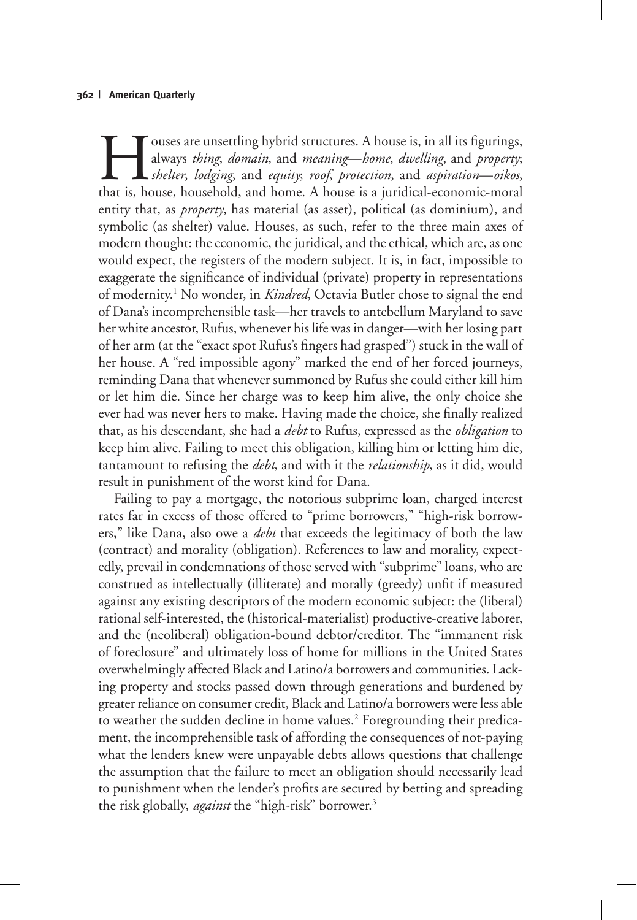Houses are unsettling hybrid structures. A house is, in all its figurings, always *thing*, *domain*, and *meaning*—*home*, *dwelling*, and *property*; *shelter*, *lodging*, and *equity*; *roof*, *protection*, and *aspiration*—*oikos*, that is, house, household, and home. A house is a juridical-economic-moral entity that, as *property*, has material (as asset), political (as dominium), and symbolic (as shelter) value. Houses, as such, refer to the three main axes of modern thought: the economic, the juridical, and the ethical, which are, as one would expect, the registers of the modern subject. It is, in fact, impossible to exaggerate the significance of individual (private) property in representations of modernity.[1] No wonder, in *Kindred*, Octavia Butler chose to signal the end of Dana's incomprehensible task—her travels to antebellum Maryland to save her white ancestor, Rufus, whenever his life was in danger—with her losing part of her arm (at the "exact spot Rufus's fingers had grasped") stuck in the wall of her house. A "red impossible agony" marked the end of her forced journeys, reminding Dana that whenever summoned by Rufus she could either kill him or let him die. Since her charge was to keep him alive, the only choice she ever had was never hers to make. Having made the choice, she finally realized that, as his descendant, she had a *debt* to Rufus, expressed as the *obligation* to keep him alive. Failing to meet this obligation, killing him or letting him die, tantamount to refusing the *debt*, and with it the *relationship*, as it did, would result in punishment of the worst kind for Dana.

Failing to pay a mortgage, the notorious subprime loan, charged interest rates far in excess of those offered to "prime borrowers," "high-risk borrowers," like Dana, also owe a *debt* that exceeds the legitimacy of both the law (contract) and morality (obligation). References to law and morality, expectedly, prevail in condemnations of those served with "subprime" loans, who are construed as intellectually (illiterate) and morally (greedy) unfit if measured against any existing descriptors of the modern economic subject: the (liberal) rational self-interested, the (historical-materialist) productive-creative laborer, and the (neoliberal) obligation-bound debtor/creditor. The "immanent risk of foreclosure" and ultimately loss of home for millions in the United States overwhelmingly affected Black and Latino/a borrowers and communities. Lacking property and stocks passed down through generations and burdened by greater reliance on consumer credit, Black and Latino/a borrowers were less able to weather the sudden decline in home values.[2] Foregrounding their predicament, the incomprehensible task of affording the consequences of not-paying what the lenders knew were unpayable debts allows questions that challenge the assumption that the failure to meet an obligation should necessarily lead to punishment when the lender's profits are secured by betting and spreading the risk globally, *against* the "high-risk" borrower.[3]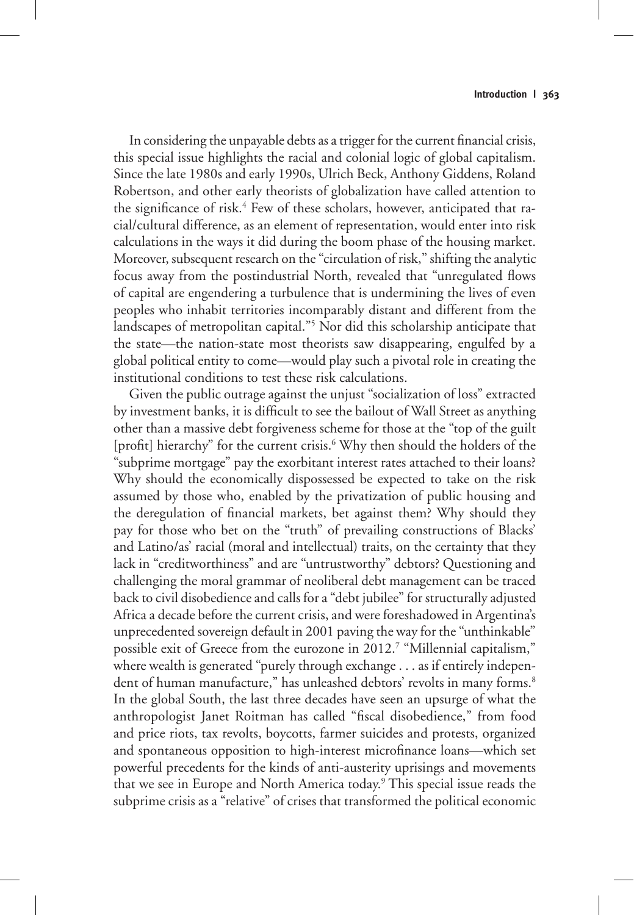In considering the unpayable debts as a trigger for the current financial crisis, this special issue highlights the racial and colonial logic of global capitalism. Since the late 1980s and early 1990s, Ulrich Beck, Anthony Giddens, Roland Robertson, and other early theorists of globalization have called attention to the significance of risk.[4] Few of these scholars, however, anticipated that racial/cultural difference, as an element of representation, would enter into risk calculations in the ways it did during the boom phase of the housing market. Moreover, subsequent research on the "circulation of risk," shifting the analytic focus away from the postindustrial North, revealed that "unregulated flows of capital are engendering a turbulence that is undermining the lives of even peoples who inhabit territories incomparably distant and different from the landscapes of metropolitan capital."[5] Nor did this scholarship anticipate that the state—the nation-state most theorists saw disappearing, engulfed by a global political entity to come—would play such a pivotal role in creating the institutional conditions to test these risk calculations.

Given the public outrage against the unjust "socialization of loss" extracted by investment banks, it is difficult to see the bailout of Wall Street as anything other than a massive debt forgiveness scheme for those at the "top of the guilt [profit] hierarchy" for the current crisis.[6] Why then should the holders of the "subprime mortgage" pay the exorbitant interest rates attached to their loans? Why should the economically dispossessed be expected to take on the risk assumed by those who, enabled by the privatization of public housing and the deregulation of financial markets, bet against them? Why should they pay for those who bet on the "truth" of prevailing constructions of Blacks' and Latino/as' racial (moral and intellectual) traits, on the certainty that they lack in "creditworthiness" and are "untrustworthy" debtors? Questioning and challenging the moral grammar of neoliberal debt management can be traced back to civil disobedience and calls for a "debt jubilee" for structurally adjusted Africa a decade before the current crisis, and were foreshadowed in Argentina's unprecedented sovereign default in 2001 paving the way for the "unthinkable" possible exit of Greece from the eurozone in 2012.[7] "Millennial capitalism," where wealth is generated "purely through exchange . . . as if entirely independent of human manufacture," has unleashed debtors' revolts in many forms.[8] In the global South, the last three decades have seen an upsurge of what the anthropologist Janet Roitman has called "fiscal disobedience," from food and price riots, tax revolts, boycotts, farmer suicides and protests, organized and spontaneous opposition to high-interest microfinance loans—which set powerful precedents for the kinds of anti-austerity uprisings and movements that we see in Europe and North America today.[9] This special issue reads the subprime crisis as a "relative" of crises that transformed the political economic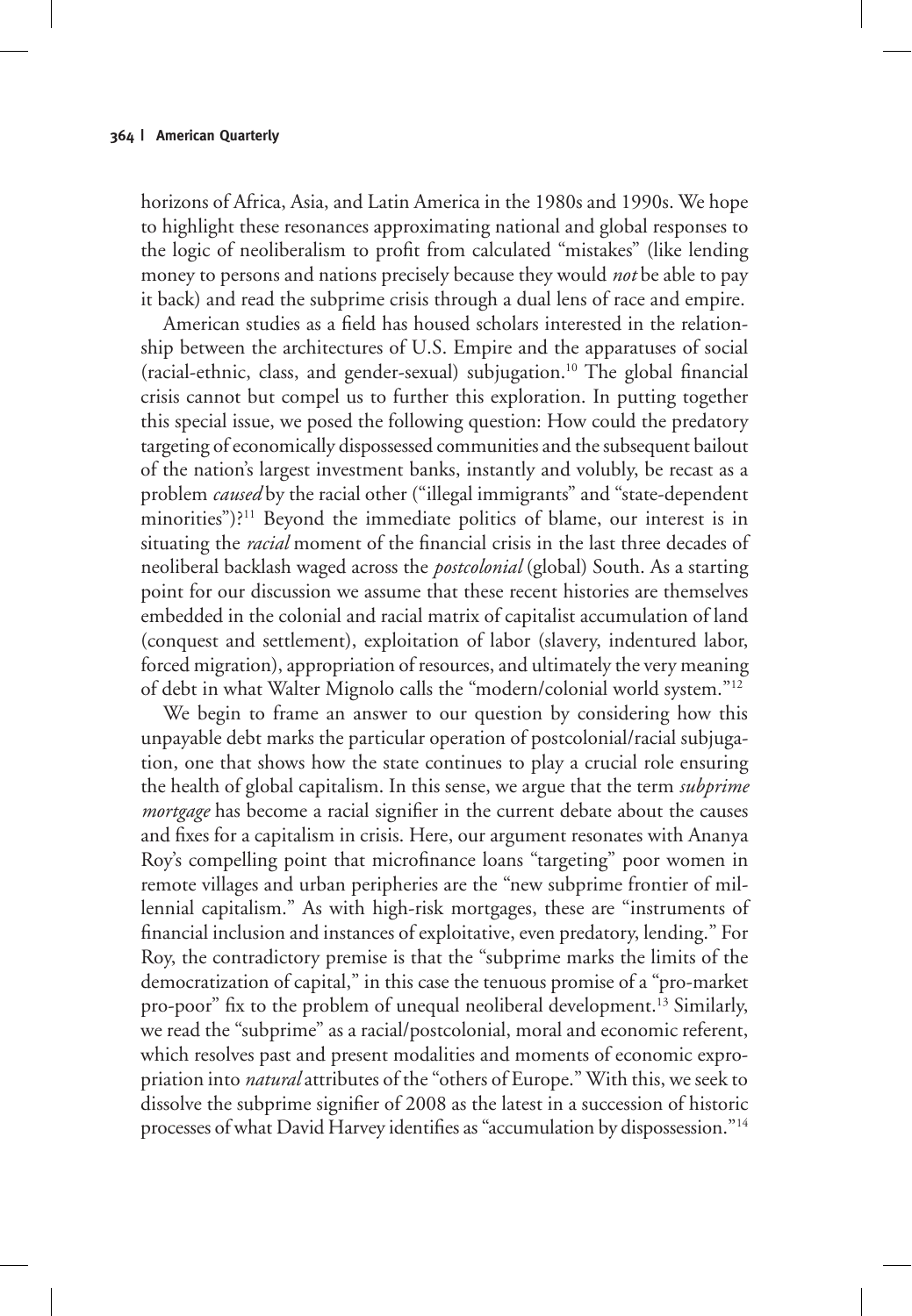horizons of Africa, Asia, and Latin America in the 1980s and 1990s. We hope to highlight these resonances approximating national and global responses to the logic of neoliberalism to profit from calculated "mistakes" (like lending money to persons and nations precisely because they would *not* be able to pay it back) and read the subprime crisis through a dual lens of race and empire.

American studies as a field has housed scholars interested in the relationship between the architectures of U.S. Empire and the apparatuses of social (racial-ethnic, class, and gender-sexual) subjugation.[10] The global financial crisis cannot but compel us to further this exploration. In putting together this special issue, we posed the following question: How could the predatory targeting of economically dispossessed communities and the subsequent bailout of the nation's largest investment banks, instantly and volubly, be recast as a problem *caused* by the racial other ("illegal immigrants" and "state-dependent minorities")?[11] Beyond the immediate politics of blame, our interest is in situating the *racial* moment of the financial crisis in the last three decades of neoliberal backlash waged across the *postcolonial* (global) South. As a starting point for our discussion we assume that these recent histories are themselves embedded in the colonial and racial matrix of capitalist accumulation of land (conquest and settlement), exploitation of labor (slavery, indentured labor, forced migration), appropriation of resources, and ultimately the very meaning of debt in what Walter Mignolo calls the "modern/colonial world system."[12]

We begin to frame an answer to our question by considering how this unpayable debt marks the particular operation of postcolonial/racial subjugation, one that shows how the state continues to play a crucial role ensuring the health of global capitalism. In this sense, we argue that the term *subprime mortgage* has become a racial signifier in the current debate about the causes and fixes for a capitalism in crisis. Here, our argument resonates with Ananya Roy's compelling point that microfinance loans "targeting" poor women in remote villages and urban peripheries are the "new subprime frontier of millennial capitalism." As with high-risk mortgages, these are "instruments of financial inclusion and instances of exploitative, even predatory, lending." For Roy, the contradictory premise is that the "subprime marks the limits of the democratization of capital," in this case the tenuous promise of a "pro-market pro-poor" fix to the problem of unequal neoliberal development.[13] Similarly, we read the "subprime" as a racial/postcolonial, moral and economic referent, which resolves past and present modalities and moments of economic expropriation into *natural* attributes of the "others of Europe." With this, we seek to dissolve the subprime signifier of 2008 as the latest in a succession of historic processes of what David Harvey identifies as "accumulation by dispossession."[14]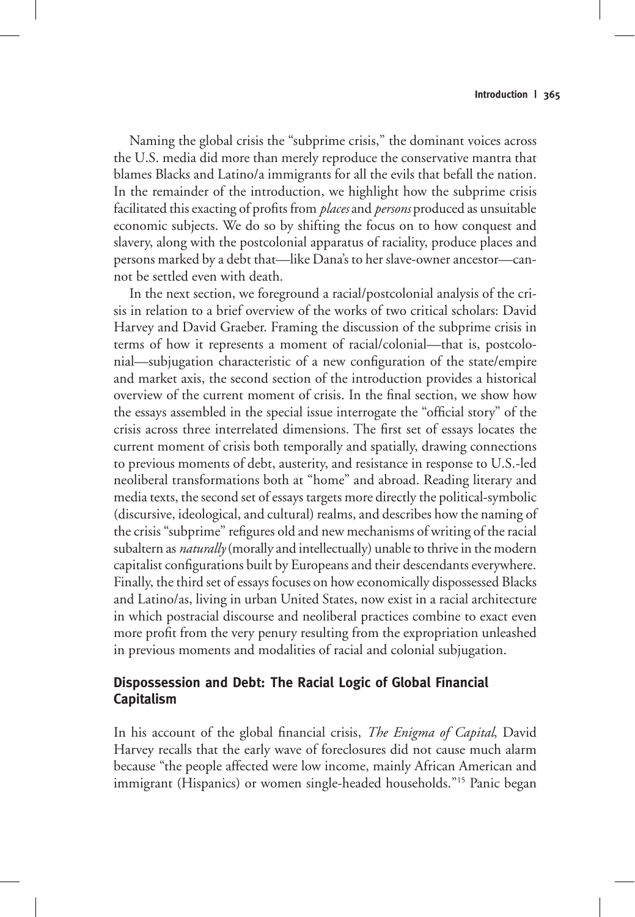Naming the global crisis the "subprime crisis," the dominant voices across the U.S. media did more than merely reproduce the conservative mantra that blames Blacks and Latino/a immigrants for all the evils that befall the nation. In the remainder of the introduction, we highlight how the subprime crisis facilitated this exacting of profits from *places* and *persons* produced as unsuitable economic subjects. We do so by shifting the focus on to how conquest and slavery, along with the postcolonial apparatus of raciality, produce places and persons marked by a debt that—like Dana's to her slave-owner ancestor—cannot be settled even with death.

In the next section, we foreground a racial/postcolonial analysis of the crisis in relation to a brief overview of the works of two critical scholars: David Harvey and David Graeber. Framing the discussion of the subprime crisis in terms of how it represents a moment of racial/colonial—that is, postcolonial—subjugation characteristic of a new configuration of the state/empire and market axis, the second section of the introduction provides a historical overview of the current moment of crisis. In the final section, we show how the essays assembled in the special issue interrogate the "official story" of the crisis across three interrelated dimensions. The first set of essays locates the current moment of crisis both temporally and spatially, drawing connections to previous moments of debt, austerity, and resistance in response to U.S.-led neoliberal transformations both at "home" and abroad. Reading literary and media texts, the second set of essays targets more directly the political-symbolic (discursive, ideological, and cultural) realms, and describes how the naming of the crisis "subprime" refigures old and new mechanisms of writing of the racial subaltern as *naturally* (morally and intellectually) unable to thrive in the modern capitalist configurations built by Europeans and their descendants everywhere. Finally, the third set of essays focuses on how economically dispossessed Blacks and Latino/as, living in urban United States, now exist in a racial architecture in which postracial discourse and neoliberal practices combine to exact even more profit from the very penury resulting from the expropriation unleashed in previous moments and modalities of racial and colonial subjugation.

## Dispossession and Debt: The Racial Logic of Global Financial Capitalism

In his account of the global financial crisis, *The Enigma of Capital*, David Harvey recalls that the early wave of foreclosures did not cause much alarm because "the people affected were low income, mainly African American and immigrant (Hispanics) or women single-headed households."[15] Panic began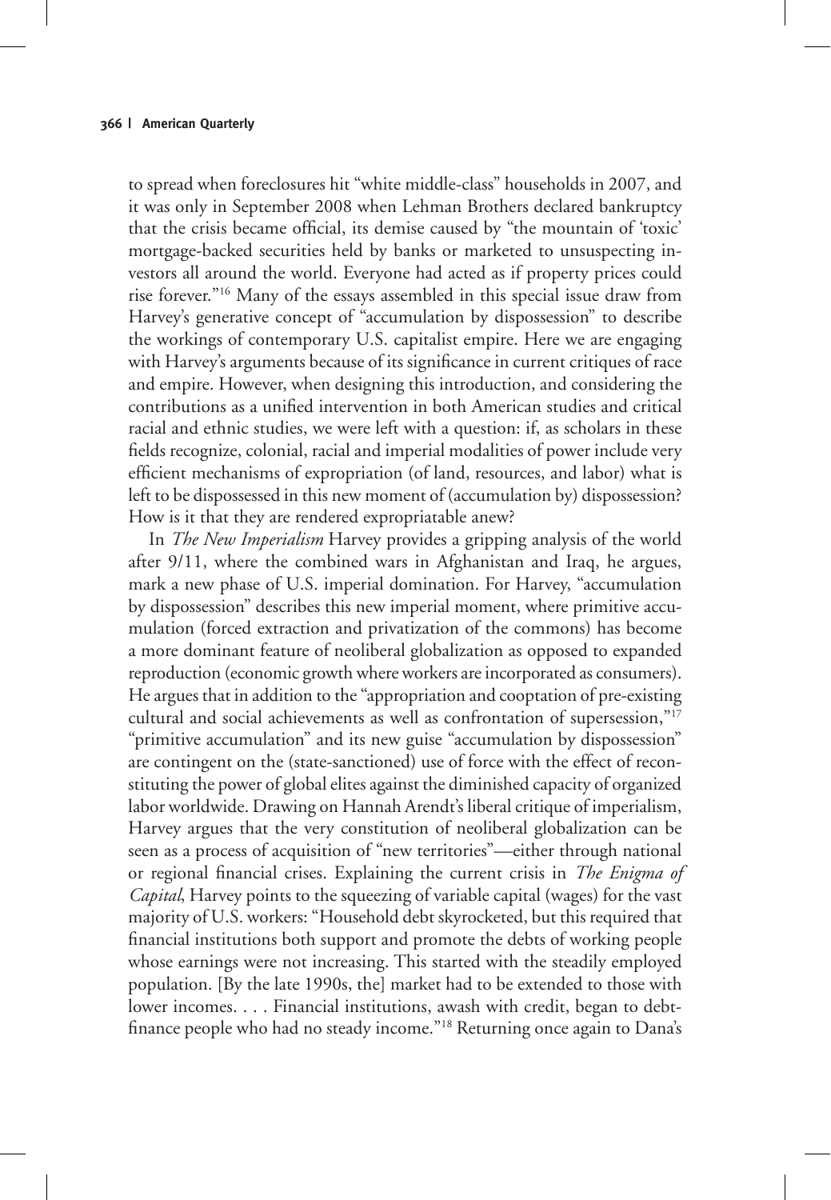to spread when foreclosures hit "white middle-class" households in 2007, and it was only in September 2008 when Lehman Brothers declared bankruptcy that the crisis became official, its demise caused by "the mountain of 'toxic' mortgage-backed securities held by banks or marketed to unsuspecting investors all around the world. Everyone had acted as if property prices could rise forever."[16] Many of the essays assembled in this special issue draw from Harvey's generative concept of "accumulation by dispossession" to describe the workings of contemporary U.S. capitalist empire. Here we are engaging with Harvey's arguments because of its significance in current critiques of race and empire. However, when designing this introduction, and considering the contributions as a unified intervention in both American studies and critical racial and ethnic studies, we were left with a question: if, as scholars in these fields recognize, colonial, racial and imperial modalities of power include very efficient mechanisms of expropriation (of land, resources, and labor) what is left to be dispossessed in this new moment of (accumulation by) dispossession? How is it that they are rendered expropriatable anew?

In *The New Imperialism* Harvey provides a gripping analysis of the world after 9/11, where the combined wars in Afghanistan and Iraq, he argues, mark a new phase of U.S. imperial domination. For Harvey, "accumulation by dispossession" describes this new imperial moment, where primitive accumulation (forced extraction and privatization of the commons) has become a more dominant feature of neoliberal globalization as opposed to expanded reproduction (economic growth where workers are incorporated as consumers). He argues that in addition to the "appropriation and cooptation of pre-existing cultural and social achievements as well as confrontation of supersession,"[17] "primitive accumulation" and its new guise "accumulation by dispossession" are contingent on the (state-sanctioned) use of force with the effect of reconstituting the power of global elites against the diminished capacity of organized labor worldwide. Drawing on Hannah Arendt's liberal critique of imperialism, Harvey argues that the very constitution of neoliberal globalization can be seen as a process of acquisition of "new territories"—either through national or regional financial crises. Explaining the current crisis in *The Enigma of Capital*, Harvey points to the squeezing of variable capital (wages) for the vast majority of U.S. workers: "Household debt skyrocketed, but this required that financial institutions both support and promote the debts of working people whose earnings were not increasing. This started with the steadily employed population. [By the late 1990s, the] market had to be extended to those with lower incomes. . . . Financial institutions, awash with credit, began to debt-finance people who had no steady income."[18] Returning once again to Dana's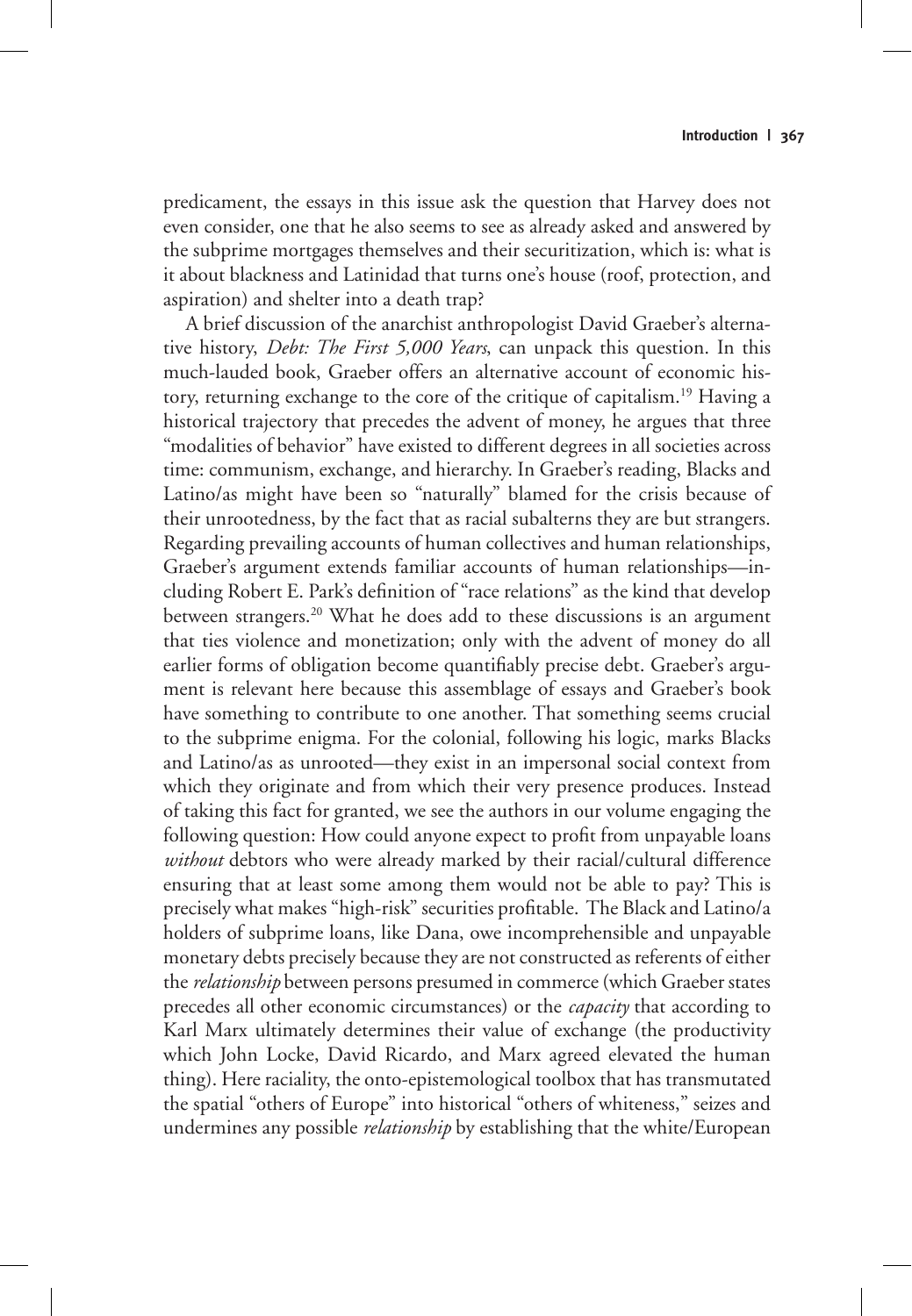predicament, the essays in this issue ask the question that Harvey does not even consider, one that he also seems to see as already asked and answered by the subprime mortgages themselves and their securitization, which is: what is it about blackness and Latinidad that turns one's house (roof, protection, and aspiration) and shelter into a death trap?

A brief discussion of the anarchist anthropologist David Graeber's alternative history, *Debt: The First 5,000 Years*, can unpack this question. In this much-lauded book, Graeber offers an alternative account of economic history, returning exchange to the core of the critique of capitalism.[19] Having a historical trajectory that precedes the advent of money, he argues that three "modalities of behavior" have existed to different degrees in all societies across time: communism, exchange, and hierarchy. In Graeber's reading, Blacks and Latino/as might have been so "naturally" blamed for the crisis because of their unrootedness, by the fact that as racial subalterns they are but strangers. Regarding prevailing accounts of human collectives and human relationships, Graeber's argument extends familiar accounts of human relationships—including Robert E. Park's definition of "race relations" as the kind that develop between strangers.[20] What he does add to these discussions is an argument that ties violence and monetization; only with the advent of money do all earlier forms of obligation become quantifiably precise debt. Graeber's argument is relevant here because this assemblage of essays and Graeber's book have something to contribute to one another. That something seems crucial to the subprime enigma. For the colonial, following his logic, marks Blacks and Latino/as as unrooted—they exist in an impersonal social context from which they originate and from which their very presence produces. Instead of taking this fact for granted, we see the authors in our volume engaging the following question: How could anyone expect to profit from unpayable loans *without* debtors who were already marked by their racial/cultural difference ensuring that at least some among them would not be able to pay? This is precisely what makes "high-risk" securities profitable. The Black and Latino/a holders of subprime loans, like Dana, owe incomprehensible and unpayable monetary debts precisely because they are not constructed as referents of either the *relationship* between persons presumed in commerce (which Graeber states precedes all other economic circumstances) or the *capacity* that according to Karl Marx ultimately determines their value of exchange (the productivity which John Locke, David Ricardo, and Marx agreed elevated the human thing). Here raciality, the onto-epistemological toolbox that has transmutated the spatial "others of Europe" into historical "others of whiteness," seizes and undermines any possible *relationship* by establishing that the white/European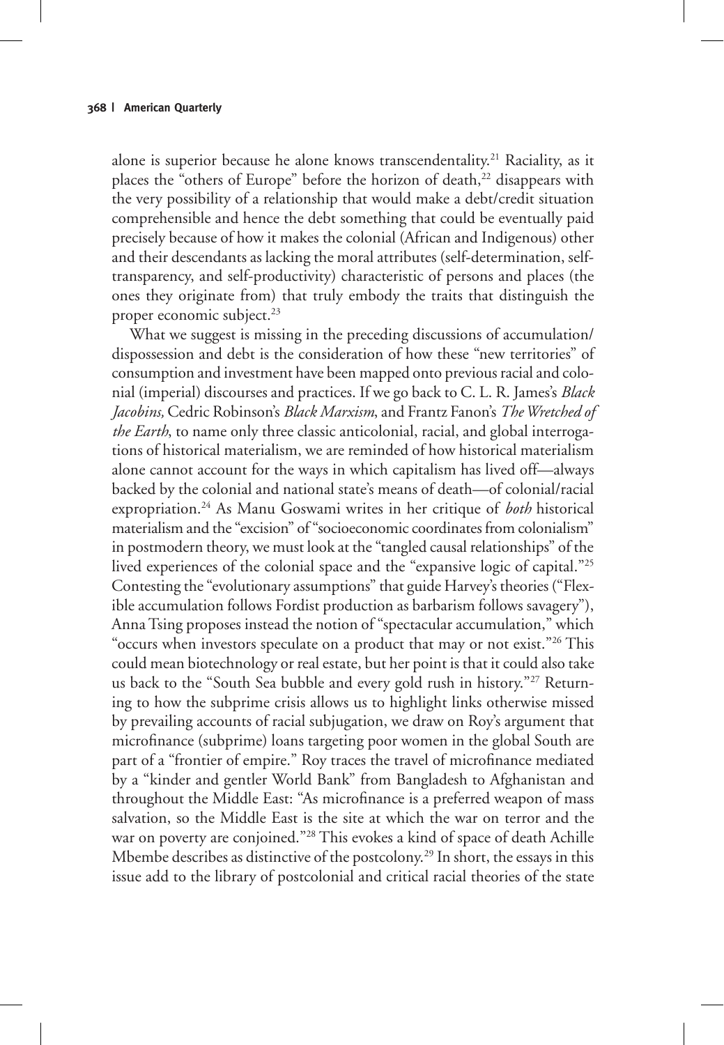alone is superior because he alone knows transcendentality.[21] Raciality, as it places the "others of Europe" before the horizon of death,[22] disappears with the very possibility of a relationship that would make a debt/credit situation comprehensible and hence the debt something that could be eventually paid precisely because of how it makes the colonial (African and Indigenous) other and their descendants as lacking the moral attributes (self-determination, self-transparency, and self-productivity) characteristic of persons and places (the ones they originate from) that truly embody the traits that distinguish the proper economic subject.[23]

What we suggest is missing in the preceding discussions of accumulation/dispossession and debt is the consideration of how these "new territories" of consumption and investment have been mapped onto previous racial and colonial (imperial) discourses and practices. If we go back to C. L. R. James's *Black Jacobins,* Cedric Robinson's *Black Marxism*, and Frantz Fanon's *The Wretched of the Earth*, to name only three classic anticolonial, racial, and global interrogations of historical materialism, we are reminded of how historical materialism alone cannot account for the ways in which capitalism has lived off—always backed by the colonial and national state's means of death—of colonial/racial expropriation.[24] As Manu Goswami writes in her critique of *both* historical materialism and the "excision" of "socioeconomic coordinates from colonialism" in postmodern theory, we must look at the "tangled causal relationships" of the lived experiences of the colonial space and the "expansive logic of capital."[25] Contesting the "evolutionary assumptions" that guide Harvey's theories ("Flexible accumulation follows Fordist production as barbarism follows savagery"), Anna Tsing proposes instead the notion of "spectacular accumulation," which "occurs when investors speculate on a product that may or not exist."[26] This could mean biotechnology or real estate, but her point is that it could also take us back to the "South Sea bubble and every gold rush in history."[27] Returning to how the subprime crisis allows us to highlight links otherwise missed by prevailing accounts of racial subjugation, we draw on Roy's argument that microfinance (subprime) loans targeting poor women in the global South are part of a "frontier of empire." Roy traces the travel of microfinance mediated by a "kinder and gentler World Bank" from Bangladesh to Afghanistan and throughout the Middle East: "As microfinance is a preferred weapon of mass salvation, so the Middle East is the site at which the war on terror and the war on poverty are conjoined."[28] This evokes a kind of space of death Achille Mbembe describes as distinctive of the postcolony.[29] In short, the essays in this issue add to the library of postcolonial and critical racial theories of the state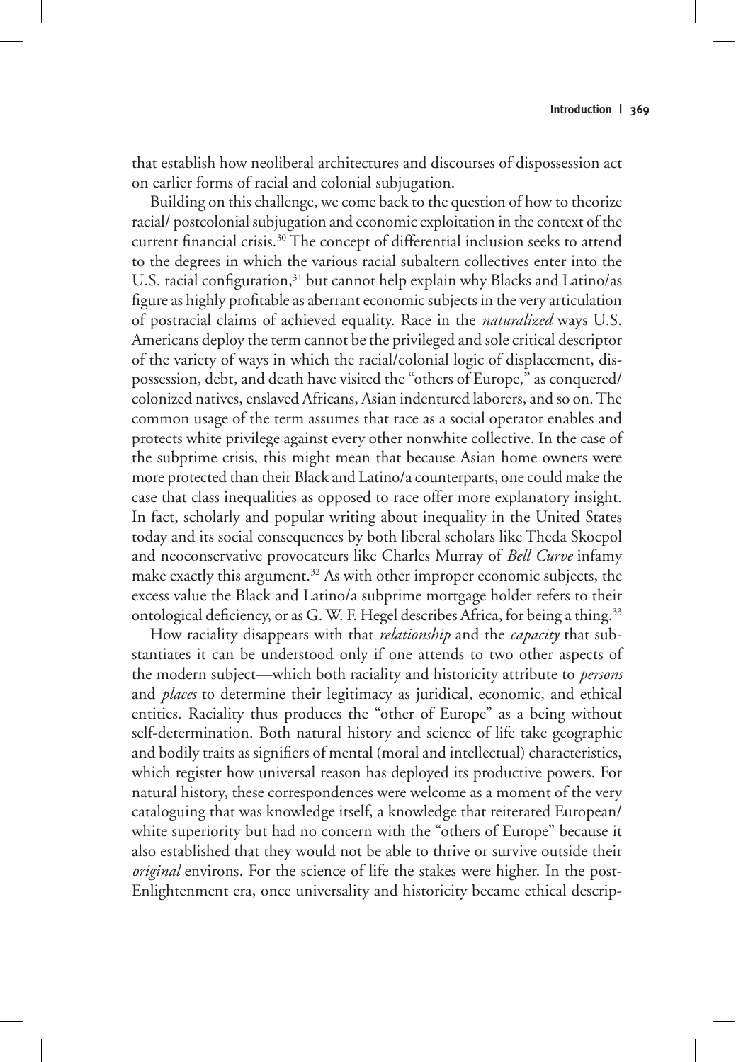that establish how neoliberal architectures and discourses of dispossession act on earlier forms of racial and colonial subjugation.

Building on this challenge, we come back to the question of how to theorize racial/ postcolonial subjugation and economic exploitation in the context of the current financial crisis.[30] The concept of differential inclusion seeks to attend to the degrees in which the various racial subaltern collectives enter into the U.S. racial configuration,[31] but cannot help explain why Blacks and Latino/as figure as highly profitable as aberrant economic subjects in the very articulation of postracial claims of achieved equality. Race in the *naturalized* ways U.S. Americans deploy the term cannot be the privileged and sole critical descriptor of the variety of ways in which the racial/colonial logic of displacement, dispossession, debt, and death have visited the "others of Europe," as conquered/ colonized natives, enslaved Africans, Asian indentured laborers, and so on. The common usage of the term assumes that race as a social operator enables and protects white privilege against every other nonwhite collective. In the case of the subprime crisis, this might mean that because Asian home owners were more protected than their Black and Latino/a counterparts, one could make the case that class inequalities as opposed to race offer more explanatory insight. In fact, scholarly and popular writing about inequality in the United States today and its social consequences by both liberal scholars like Theda Skocpol and neoconservative provocateurs like Charles Murray of *Bell Curve* infamy make exactly this argument.[32] As with other improper economic subjects, the excess value the Black and Latino/a subprime mortgage holder refers to their ontological deficiency, or as G. W. F. Hegel describes Africa, for being a thing.[33]

How raciality disappears with that *relationship* and the *capacity* that substantiates it can be understood only if one attends to two other aspects of the modern subject—which both raciality and historicity attribute to *persons* and *places* to determine their legitimacy as juridical, economic, and ethical entities. Raciality thus produces the "other of Europe" as a being without self-determination. Both natural history and science of life take geographic and bodily traits as signifiers of mental (moral and intellectual) characteristics, which register how universal reason has deployed its productive powers. For natural history, these correspondences were welcome as a moment of the very cataloguing that was knowledge itself, a knowledge that reiterated European/ white superiority but had no concern with the "others of Europe" because it also established that they would not be able to thrive or survive outside their *original* environs. For the science of life the stakes were higher. In the post-Enlightenment era, once universality and historicity became ethical descrip-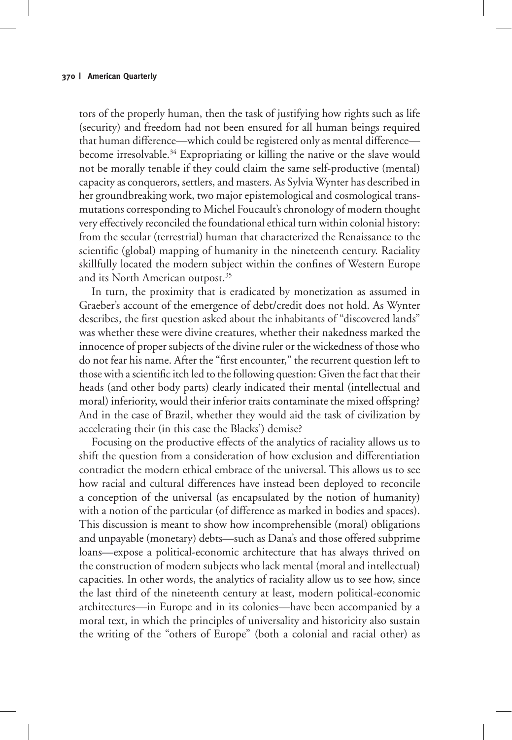tors of the properly human, then the task of justifying how rights such as life (security) and freedom had not been ensured for all human beings required that human difference—which could be registered only as mental difference—become irresolvable.[34] Expropriating or killing the native or the slave would not be morally tenable if they could claim the same self-productive (mental) capacity as conquerors, settlers, and masters. As Sylvia Wynter has described in her groundbreaking work, two major epistemological and cosmological transmutations corresponding to Michel Foucault's chronology of modern thought very effectively reconciled the foundational ethical turn within colonial history: from the secular (terrestrial) human that characterized the Renaissance to the scientific (global) mapping of humanity in the nineteenth century. Raciality skillfully located the modern subject within the confines of Western Europe and its North American outpost.[35]

In turn, the proximity that is eradicated by monetization as assumed in Graeber's account of the emergence of debt/credit does not hold. As Wynter describes, the first question asked about the inhabitants of "discovered lands" was whether these were divine creatures, whether their nakedness marked the innocence of proper subjects of the divine ruler or the wickedness of those who do not fear his name. After the "first encounter," the recurrent question left to those with a scientific itch led to the following question: Given the fact that their heads (and other body parts) clearly indicated their mental (intellectual and moral) inferiority, would their inferior traits contaminate the mixed offspring? And in the case of Brazil, whether they would aid the task of civilization by accelerating their (in this case the Blacks') demise?

Focusing on the productive effects of the analytics of raciality allows us to shift the question from a consideration of how exclusion and differentiation contradict the modern ethical embrace of the universal. This allows us to see how racial and cultural differences have instead been deployed to reconcile a conception of the universal (as encapsulated by the notion of humanity) with a notion of the particular (of difference as marked in bodies and spaces). This discussion is meant to show how incomprehensible (moral) obligations and unpayable (monetary) debts—such as Dana's and those offered subprime loans—expose a political-economic architecture that has always thrived on the construction of modern subjects who lack mental (moral and intellectual) capacities. In other words, the analytics of raciality allow us to see how, since the last third of the nineteenth century at least, modern political-economic architectures—in Europe and in its colonies—have been accompanied by a moral text, in which the principles of universality and historicity also sustain the writing of the "others of Europe" (both a colonial and racial other) as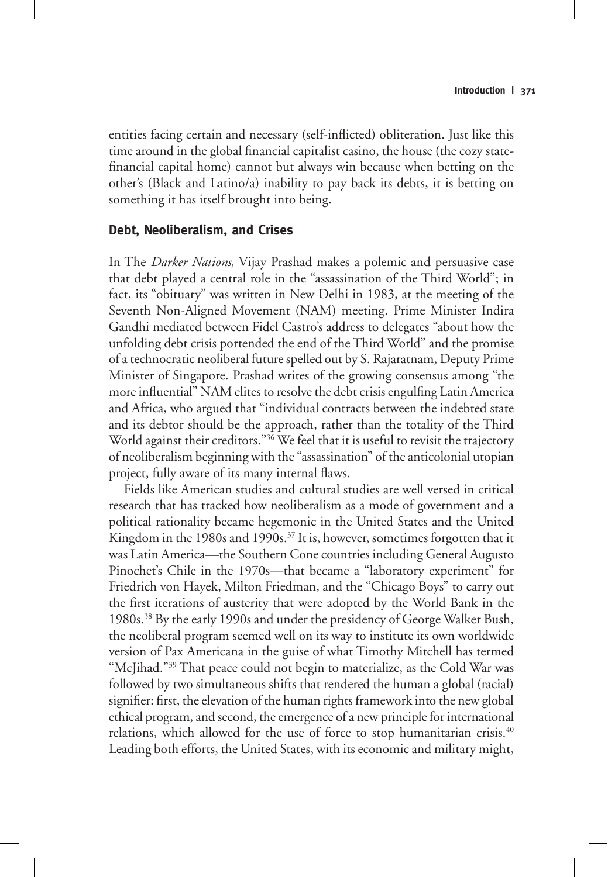entities facing certain and necessary (self-inflicted) obliteration. Just like this time around in the global financial capitalist casino, the house (the cozy state-financial capital home) cannot but always win because when betting on the other's (Black and Latino/a) inability to pay back its debts, it is betting on something it has itself brought into being.

## Debt, Neoliberalism, and Crises

In The *Darker Nations*, Vijay Prashad makes a polemic and persuasive case that debt played a central role in the "assassination of the Third World"; in fact, its "obituary" was written in New Delhi in 1983, at the meeting of the Seventh Non-Aligned Movement (NAM) meeting. Prime Minister Indira Gandhi mediated between Fidel Castro's address to delegates "about how the unfolding debt crisis portended the end of the Third World" and the promise of a technocratic neoliberal future spelled out by S. Rajaratnam, Deputy Prime Minister of Singapore. Prashad writes of the growing consensus among "the more influential" NAM elites to resolve the debt crisis engulfing Latin America and Africa, who argued that "individual contracts between the indebted state and its debtor should be the approach, rather than the totality of the Third World against their creditors."[36] We feel that it is useful to revisit the trajectory of neoliberalism beginning with the "assassination" of the anticolonial utopian project, fully aware of its many internal flaws.

Fields like American studies and cultural studies are well versed in critical research that has tracked how neoliberalism as a mode of government and a political rationality became hegemonic in the United States and the United Kingdom in the 1980s and 1990s.[37] It is, however, sometimes forgotten that it was Latin America—the Southern Cone countries including General Augusto Pinochet's Chile in the 1970s—that became a "laboratory experiment" for Friedrich von Hayek, Milton Friedman, and the "Chicago Boys" to carry out the first iterations of austerity that were adopted by the World Bank in the 1980s.[38] By the early 1990s and under the presidency of George Walker Bush, the neoliberal program seemed well on its way to institute its own worldwide version of Pax Americana in the guise of what Timothy Mitchell has termed "McJihad."[39] That peace could not begin to materialize, as the Cold War was followed by two simultaneous shifts that rendered the human a global (racial) signifier: first, the elevation of the human rights framework into the new global ethical program, and second, the emergence of a new principle for international relations, which allowed for the use of force to stop humanitarian crisis.[40] Leading both efforts, the United States, with its economic and military might,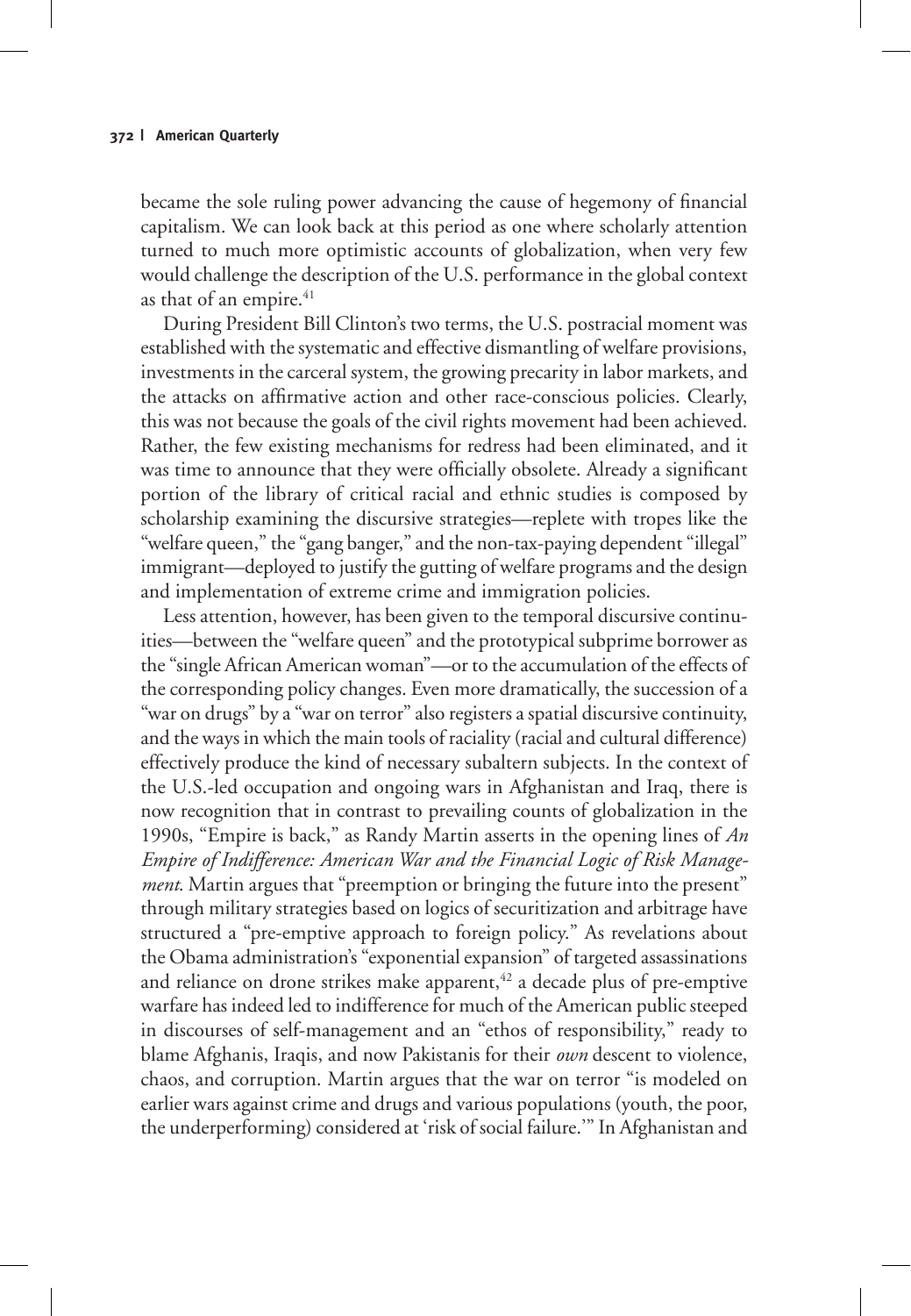became the sole ruling power advancing the cause of hegemony of financial capitalism. We can look back at this period as one where scholarly attention turned to much more optimistic accounts of globalization, when very few would challenge the description of the U.S. performance in the global context as that of an empire.[41]

During President Bill Clinton's two terms, the U.S. postracial moment was established with the systematic and effective dismantling of welfare provisions, investments in the carceral system, the growing precarity in labor markets, and the attacks on affirmative action and other race-conscious policies. Clearly, this was not because the goals of the civil rights movement had been achieved. Rather, the few existing mechanisms for redress had been eliminated, and it was time to announce that they were officially obsolete. Already a significant portion of the library of critical racial and ethnic studies is composed by scholarship examining the discursive strategies—replete with tropes like the "welfare queen," the "gang banger," and the non-tax-paying dependent "illegal" immigrant—deployed to justify the gutting of welfare programs and the design and implementation of extreme crime and immigration policies.

Less attention, however, has been given to the temporal discursive continuities—between the "welfare queen" and the prototypical subprime borrower as the "single African American woman"—or to the accumulation of the effects of the corresponding policy changes. Even more dramatically, the succession of a "war on drugs" by a "war on terror" also registers a spatial discursive continuity, and the ways in which the main tools of raciality (racial and cultural difference) effectively produce the kind of necessary subaltern subjects. In the context of the U.S.-led occupation and ongoing wars in Afghanistan and Iraq, there is now recognition that in contrast to prevailing counts of globalization in the 1990s, "Empire is back," as Randy Martin asserts in the opening lines of *An Empire of Indifference: American War and the Financial Logic of Risk Management*. Martin argues that "preemption or bringing the future into the present" through military strategies based on logics of securitization and arbitrage have structured a "pre-emptive approach to foreign policy." As revelations about the Obama administration's "exponential expansion" of targeted assassinations and reliance on drone strikes make apparent,[42] a decade plus of pre-emptive warfare has indeed led to indifference for much of the American public steeped in discourses of self-management and an "ethos of responsibility," ready to blame Afghanis, Iraqis, and now Pakistanis for their *own* descent to violence, chaos, and corruption. Martin argues that the war on terror "is modeled on earlier wars against crime and drugs and various populations (youth, the poor, the underperforming) considered at 'risk of social failure.'" In Afghanistan and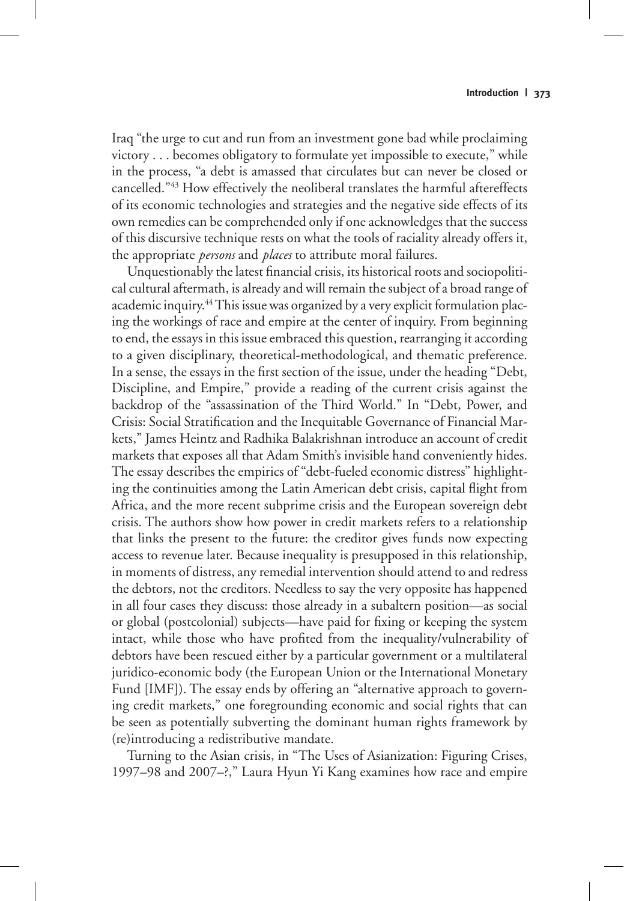Iraq "the urge to cut and run from an investment gone bad while proclaiming victory . . . becomes obligatory to formulate yet impossible to execute," while in the process, "a debt is amassed that circulates but can never be closed or cancelled."[43] How effectively the neoliberal translates the harmful aftereffects of its economic technologies and strategies and the negative side effects of its own remedies can be comprehended only if one acknowledges that the success of this discursive technique rests on what the tools of raciality already offers it, the appropriate *persons* and *places* to attribute moral failures.

Unquestionably the latest financial crisis, its historical roots and sociopolitical cultural aftermath, is already and will remain the subject of a broad range of academic inquiry.[44] This issue was organized by a very explicit formulation placing the workings of race and empire at the center of inquiry. From beginning to end, the essays in this issue embraced this question, rearranging it according to a given disciplinary, theoretical-methodological, and thematic preference. In a sense, the essays in the first section of the issue, under the heading "Debt, Discipline, and Empire," provide a reading of the current crisis against the backdrop of the "assassination of the Third World." In "Debt, Power, and Crisis: Social Stratification and the Inequitable Governance of Financial Markets," James Heintz and Radhika Balakrishnan introduce an account of credit markets that exposes all that Adam Smith's invisible hand conveniently hides. The essay describes the empirics of "debt-fueled economic distress" highlighting the continuities among the Latin American debt crisis, capital flight from Africa, and the more recent subprime crisis and the European sovereign debt crisis. The authors show how power in credit markets refers to a relationship that links the present to the future: the creditor gives funds now expecting access to revenue later. Because inequality is presupposed in this relationship, in moments of distress, any remedial intervention should attend to and redress the debtors, not the creditors. Needless to say the very opposite has happened in all four cases they discuss: those already in a subaltern position—as social or global (postcolonial) subjects—have paid for fixing or keeping the system intact, while those who have profited from the inequality/vulnerability of debtors have been rescued either by a particular government or a multilateral juridico-economic body (the European Union or the International Monetary Fund [IMF]). The essay ends by offering an "alternative approach to governing credit markets," one foregrounding economic and social rights that can be seen as potentially subverting the dominant human rights framework by (re)introducing a redistributive mandate.

Turning to the Asian crisis, in "The Uses of Asianization: Figuring Crises, 1997–98 and 2007–?," Laura Hyun Yi Kang examines how race and empire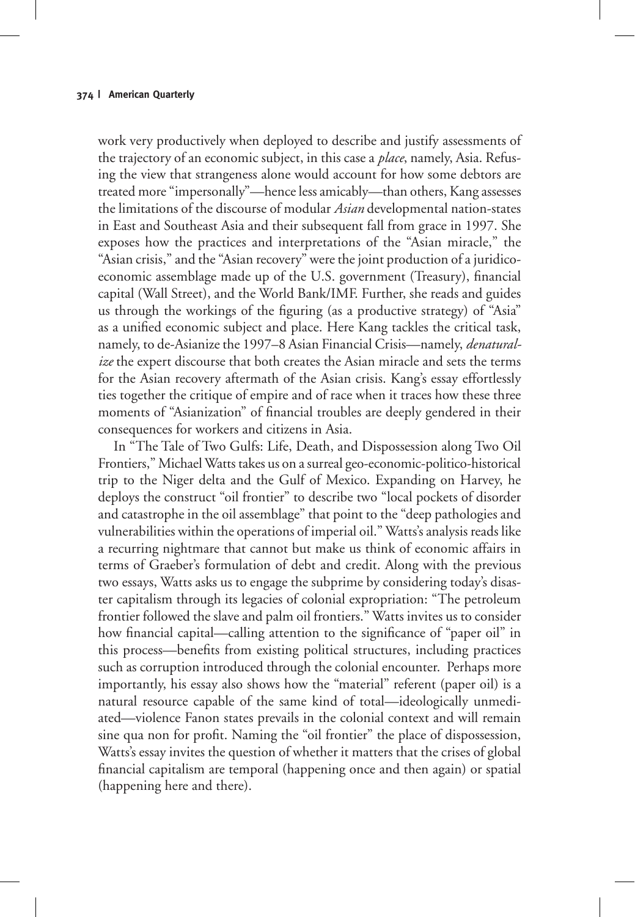work very productively when deployed to describe and justify assessments of the trajectory of an economic subject, in this case a *place*, namely, Asia. Refusing the view that strangeness alone would account for how some debtors are treated more "impersonally"—hence less amicably—than others, Kang assesses the limitations of the discourse of modular *Asian* developmental nation-states in East and Southeast Asia and their subsequent fall from grace in 1997. She exposes how the practices and interpretations of the "Asian miracle," the "Asian crisis," and the "Asian recovery" were the joint production of a juridicoeconomic assemblage made up of the U.S. government (Treasury), financial capital (Wall Street), and the World Bank/IMF. Further, she reads and guides us through the workings of the figuring (as a productive strategy) of "Asia" as a unified economic subject and place. Here Kang tackles the critical task, namely, to de-Asianize the 1997–8 Asian Financial Crisis—namely, *denaturalize* the expert discourse that both creates the Asian miracle and sets the terms for the Asian recovery aftermath of the Asian crisis. Kang's essay effortlessly ties together the critique of empire and of race when it traces how these three moments of "Asianization" of financial troubles are deeply gendered in their consequences for workers and citizens in Asia.

In "The Tale of Two Gulfs: Life, Death, and Dispossession along Two Oil Frontiers," Michael Watts takes us on a surreal geo-economic-politico-historical trip to the Niger delta and the Gulf of Mexico. Expanding on Harvey, he deploys the construct "oil frontier" to describe two "local pockets of disorder and catastrophe in the oil assemblage" that point to the "deep pathologies and vulnerabilities within the operations of imperial oil." Watts's analysis reads like a recurring nightmare that cannot but make us think of economic affairs in terms of Graeber's formulation of debt and credit. Along with the previous two essays, Watts asks us to engage the subprime by considering today's disaster capitalism through its legacies of colonial expropriation: "The petroleum frontier followed the slave and palm oil frontiers." Watts invites us to consider how financial capital—calling attention to the significance of "paper oil" in this process—benefits from existing political structures, including practices such as corruption introduced through the colonial encounter. Perhaps more importantly, his essay also shows how the "material" referent (paper oil) is a natural resource capable of the same kind of total—ideologically unmediated—violence Fanon states prevails in the colonial context and will remain sine qua non for profit. Naming the "oil frontier" the place of dispossession, Watts's essay invites the question of whether it matters that the crises of global financial capitalism are temporal (happening once and then again) or spatial (happening here and there).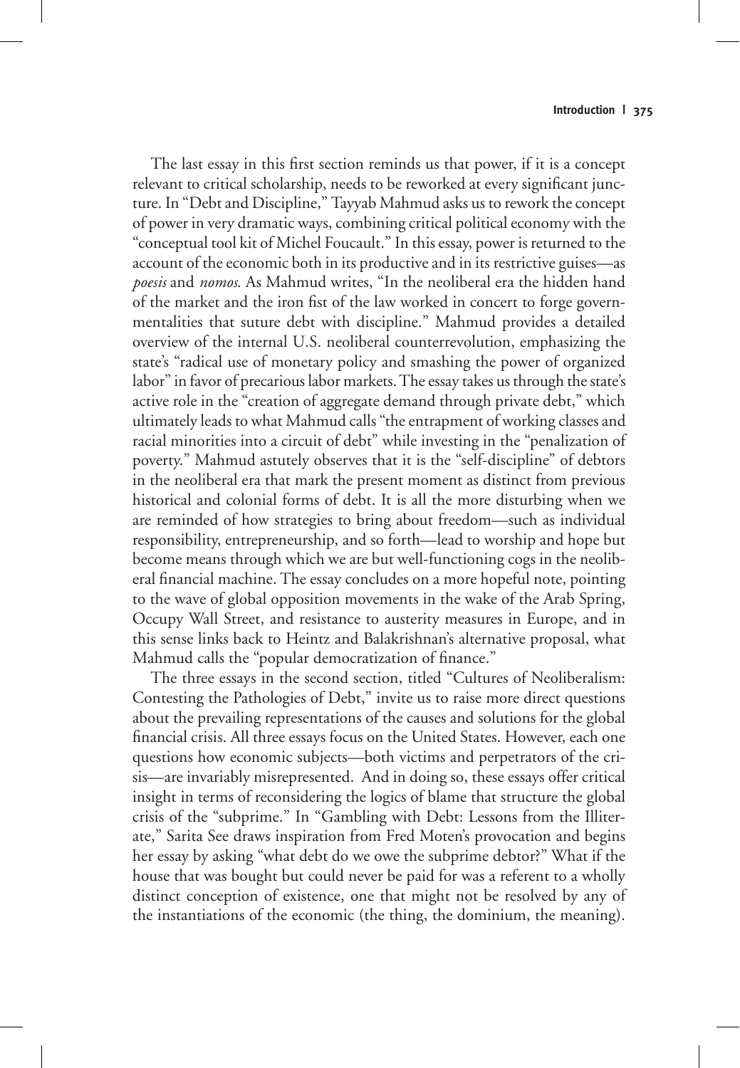The last essay in this first section reminds us that power, if it is a concept relevant to critical scholarship, needs to be reworked at every significant juncture. In "Debt and Discipline," Tayyab Mahmud asks us to rework the concept of power in very dramatic ways, combining critical political economy with the "conceptual tool kit of Michel Foucault." In this essay, power is returned to the account of the economic both in its productive and in its restrictive guises—as *poesis* and *nomos*. As Mahmud writes, "In the neoliberal era the hidden hand of the market and the iron fist of the law worked in concert to forge governmentalities that suture debt with discipline." Mahmud provides a detailed overview of the internal U.S. neoliberal counterrevolution, emphasizing the state's "radical use of monetary policy and smashing the power of organized labor" in favor of precarious labor markets. The essay takes us through the state's active role in the "creation of aggregate demand through private debt," which ultimately leads to what Mahmud calls "the entrapment of working classes and racial minorities into a circuit of debt" while investing in the "penalization of poverty." Mahmud astutely observes that it is the "self-discipline" of debtors in the neoliberal era that mark the present moment as distinct from previous historical and colonial forms of debt. It is all the more disturbing when we are reminded of how strategies to bring about freedom—such as individual responsibility, entrepreneurship, and so forth—lead to worship and hope but become means through which we are but well-functioning cogs in the neoliberal financial machine. The essay concludes on a more hopeful note, pointing to the wave of global opposition movements in the wake of the Arab Spring, Occupy Wall Street, and resistance to austerity measures in Europe, and in this sense links back to Heintz and Balakrishnan's alternative proposal, what Mahmud calls the "popular democratization of finance."

The three essays in the second section, titled "Cultures of Neoliberalism: Contesting the Pathologies of Debt," invite us to raise more direct questions about the prevailing representations of the causes and solutions for the global financial crisis. All three essays focus on the United States. However, each one questions how economic subjects—both victims and perpetrators of the crisis—are invariably misrepresented. And in doing so, these essays offer critical insight in terms of reconsidering the logics of blame that structure the global crisis of the "subprime." In "Gambling with Debt: Lessons from the Illiterate," Sarita See draws inspiration from Fred Moten's provocation and begins her essay by asking "what debt do we owe the subprime debtor?" What if the house that was bought but could never be paid for was a referent to a wholly distinct conception of existence, one that might not be resolved by any of the instantiations of the economic (the thing, the dominium, the meaning).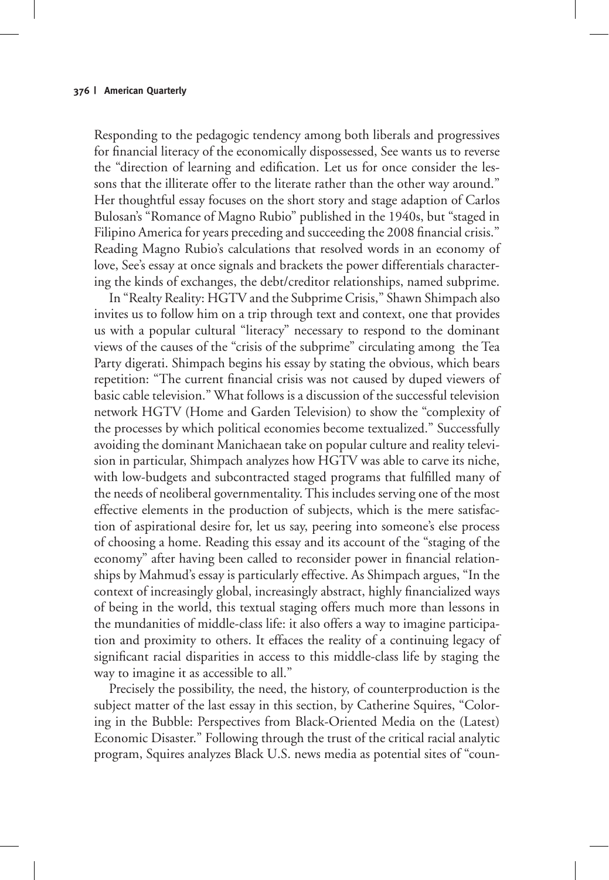Responding to the pedagogic tendency among both liberals and progressives for financial literacy of the economically dispossessed, See wants us to reverse the "direction of learning and edification. Let us for once consider the lessons that the illiterate offer to the literate rather than the other way around." Her thoughtful essay focuses on the short story and stage adaption of Carlos Bulosan's "Romance of Magno Rubio" published in the 1940s, but "staged in Filipino America for years preceding and succeeding the 2008 financial crisis." Reading Magno Rubio's calculations that resolved words in an economy of love, See's essay at once signals and brackets the power differentials charactering the kinds of exchanges, the debt/creditor relationships, named subprime.

In "Realty Reality: HGTV and the Subprime Crisis," Shawn Shimpach also invites us to follow him on a trip through text and context, one that provides us with a popular cultural "literacy" necessary to respond to the dominant views of the causes of the "crisis of the subprime" circulating among the Tea Party digerati. Shimpach begins his essay by stating the obvious, which bears repetition: "The current financial crisis was not caused by duped viewers of basic cable television." What follows is a discussion of the successful television network HGTV (Home and Garden Television) to show the "complexity of the processes by which political economies become textualized." Successfully avoiding the dominant Manichaean take on popular culture and reality television in particular, Shimpach analyzes how HGTV was able to carve its niche, with low-budgets and subcontracted staged programs that fulfilled many of the needs of neoliberal governmentality. This includes serving one of the most effective elements in the production of subjects, which is the mere satisfaction of aspirational desire for, let us say, peering into someone's else process of choosing a home. Reading this essay and its account of the "staging of the economy" after having been called to reconsider power in financial relationships by Mahmud's essay is particularly effective. As Shimpach argues, "In the context of increasingly global, increasingly abstract, highly financialized ways of being in the world, this textual staging offers much more than lessons in the mundanities of middle-class life: it also offers a way to imagine participation and proximity to others. It effaces the reality of a continuing legacy of significant racial disparities in access to this middle-class life by staging the way to imagine it as accessible to all."

Precisely the possibility, the need, the history, of counterproduction is the subject matter of the last essay in this section, by Catherine Squires, "Coloring in the Bubble: Perspectives from Black-Oriented Media on the (Latest) Economic Disaster." Following through the trust of the critical racial analytic program, Squires analyzes Black U.S. news media as potential sites of "coun-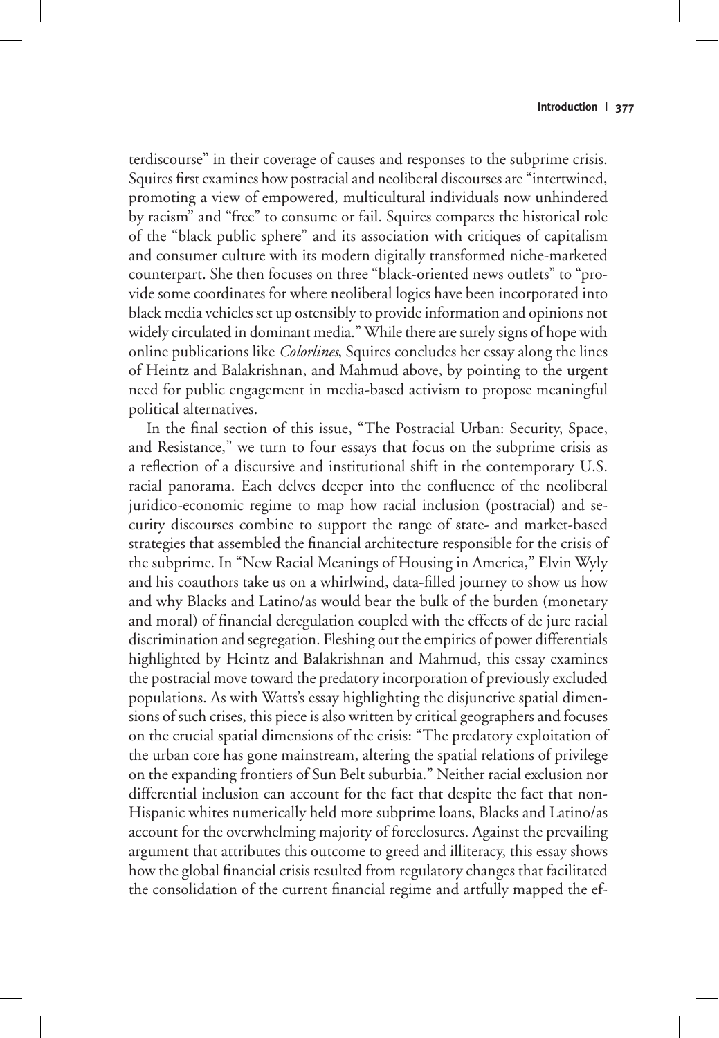terdiscourse" in their coverage of causes and responses to the subprime crisis. Squires first examines how postracial and neoliberal discourses are "intertwined, promoting a view of empowered, multicultural individuals now unhindered by racism" and "free" to consume or fail. Squires compares the historical role of the "black public sphere" and its association with critiques of capitalism and consumer culture with its modern digitally transformed niche-marketed counterpart. She then focuses on three "black-oriented news outlets" to "provide some coordinates for where neoliberal logics have been incorporated into black media vehicles set up ostensibly to provide information and opinions not widely circulated in dominant media." While there are surely signs of hope with online publications like *Colorlines*, Squires concludes her essay along the lines of Heintz and Balakrishnan, and Mahmud above, by pointing to the urgent need for public engagement in media-based activism to propose meaningful political alternatives.

In the final section of this issue, "The Postracial Urban: Security, Space, and Resistance," we turn to four essays that focus on the subprime crisis as a reflection of a discursive and institutional shift in the contemporary U.S. racial panorama. Each delves deeper into the confluence of the neoliberal juridico-economic regime to map how racial inclusion (postracial) and security discourses combine to support the range of state- and market-based strategies that assembled the financial architecture responsible for the crisis of the subprime. In "New Racial Meanings of Housing in America," Elvin Wyly and his coauthors take us on a whirlwind, data-filled journey to show us how and why Blacks and Latino/as would bear the bulk of the burden (monetary and moral) of financial deregulation coupled with the effects of de jure racial discrimination and segregation. Fleshing out the empirics of power differentials highlighted by Heintz and Balakrishnan and Mahmud, this essay examines the postracial move toward the predatory incorporation of previously excluded populations. As with Watts's essay highlighting the disjunctive spatial dimensions of such crises, this piece is also written by critical geographers and focuses on the crucial spatial dimensions of the crisis: "The predatory exploitation of the urban core has gone mainstream, altering the spatial relations of privilege on the expanding frontiers of Sun Belt suburbia." Neither racial exclusion nor differential inclusion can account for the fact that despite the fact that non-Hispanic whites numerically held more subprime loans, Blacks and Latino/as account for the overwhelming majority of foreclosures. Against the prevailing argument that attributes this outcome to greed and illiteracy, this essay shows how the global financial crisis resulted from regulatory changes that facilitated the consolidation of the current financial regime and artfully mapped the ef-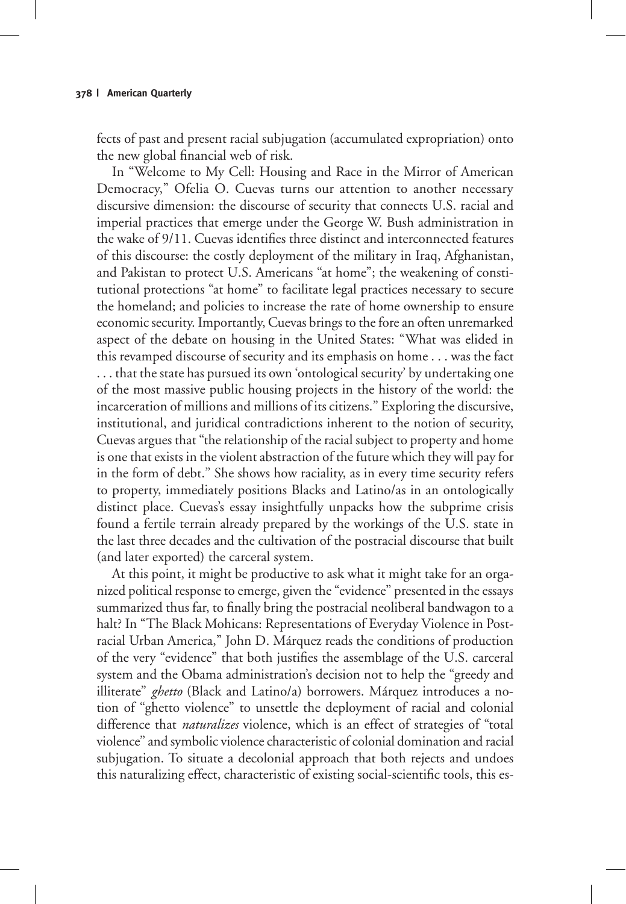fects of past and present racial subjugation (accumulated expropriation) onto the new global financial web of risk.

In "Welcome to My Cell: Housing and Race in the Mirror of American Democracy," Ofelia O. Cuevas turns our attention to another necessary discursive dimension: the discourse of security that connects U.S. racial and imperial practices that emerge under the George W. Bush administration in the wake of 9/11. Cuevas identifies three distinct and interconnected features of this discourse: the costly deployment of the military in Iraq, Afghanistan, and Pakistan to protect U.S. Americans "at home"; the weakening of constitutional protections "at home" to facilitate legal practices necessary to secure the homeland; and policies to increase the rate of home ownership to ensure economic security. Importantly, Cuevas brings to the fore an often unremarked aspect of the debate on housing in the United States: "What was elided in this revamped discourse of security and its emphasis on home . . . was the fact . . . that the state has pursued its own 'ontological security' by undertaking one of the most massive public housing projects in the history of the world: the incarceration of millions and millions of its citizens." Exploring the discursive, institutional, and juridical contradictions inherent to the notion of security, Cuevas argues that "the relationship of the racial subject to property and home is one that exists in the violent abstraction of the future which they will pay for in the form of debt." She shows how raciality, as in every time security refers to property, immediately positions Blacks and Latino/as in an ontologically distinct place. Cuevas's essay insightfully unpacks how the subprime crisis found a fertile terrain already prepared by the workings of the U.S. state in the last three decades and the cultivation of the postracial discourse that built (and later exported) the carceral system.

At this point, it might be productive to ask what it might take for an organized political response to emerge, given the "evidence" presented in the essays summarized thus far, to finally bring the postracial neoliberal bandwagon to a halt? In "The Black Mohicans: Representations of Everyday Violence in Postracial Urban America," John D. Márquez reads the conditions of production of the very "evidence" that both justifies the assemblage of the U.S. carceral system and the Obama administration's decision not to help the "greedy and illiterate" *ghetto* (Black and Latino/a) borrowers. Márquez introduces a notion of "ghetto violence" to unsettle the deployment of racial and colonial difference that *naturalizes* violence, which is an effect of strategies of "total violence" and symbolic violence characteristic of colonial domination and racial subjugation. To situate a decolonial approach that both rejects and undoes this naturalizing effect, characteristic of existing social-scientific tools, this es-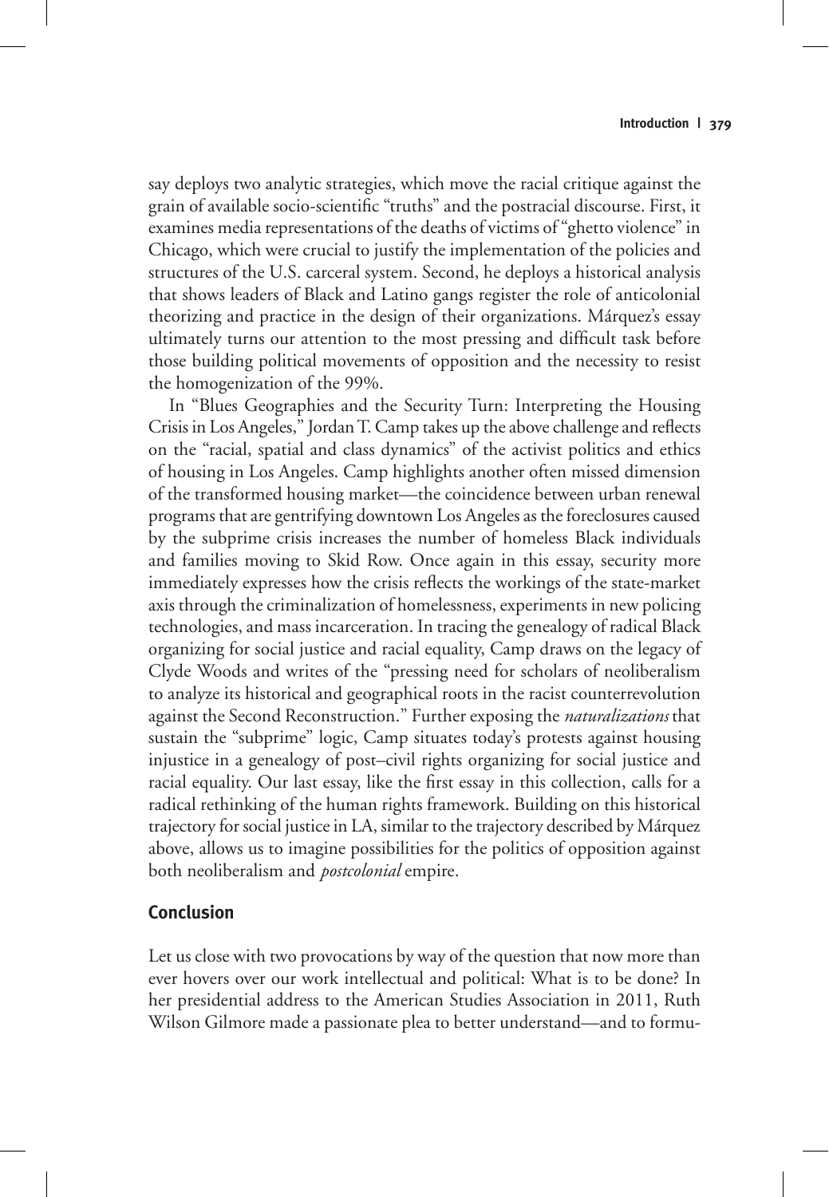say deploys two analytic strategies, which move the racial critique against the grain of available socio-scientific "truths" and the postracial discourse. First, it examines media representations of the deaths of victims of "ghetto violence" in Chicago, which were crucial to justify the implementation of the policies and structures of the U.S. carceral system. Second, he deploys a historical analysis that shows leaders of Black and Latino gangs register the role of anticolonial theorizing and practice in the design of their organizations. Márquez's essay ultimately turns our attention to the most pressing and difficult task before those building political movements of opposition and the necessity to resist the homogenization of the 99%.

In "Blues Geographies and the Security Turn: Interpreting the Housing Crisis in Los Angeles," Jordan T. Camp takes up the above challenge and reflects on the "racial, spatial and class dynamics" of the activist politics and ethics of housing in Los Angeles. Camp highlights another often missed dimension of the transformed housing market—the coincidence between urban renewal programs that are gentrifying downtown Los Angeles as the foreclosures caused by the subprime crisis increases the number of homeless Black individuals and families moving to Skid Row. Once again in this essay, security more immediately expresses how the crisis reflects the workings of the state-market axis through the criminalization of homelessness, experiments in new policing technologies, and mass incarceration. In tracing the genealogy of radical Black organizing for social justice and racial equality, Camp draws on the legacy of Clyde Woods and writes of the "pressing need for scholars of neoliberalism to analyze its historical and geographical roots in the racist counterrevolution against the Second Reconstruction." Further exposing the *naturalizations* that sustain the "subprime" logic, Camp situates today's protests against housing injustice in a genealogy of post–civil rights organizing for social justice and racial equality. Our last essay, like the first essay in this collection, calls for a radical rethinking of the human rights framework. Building on this historical trajectory for social justice in LA, similar to the trajectory described by Márquez above, allows us to imagine possibilities for the politics of opposition against both neoliberalism and *postcolonial* empire.

## Conclusion

Let us close with two provocations by way of the question that now more than ever hovers over our work intellectual and political: What is to be done? In her presidential address to the American Studies Association in 2011, Ruth Wilson Gilmore made a passionate plea to better understand—and to formu-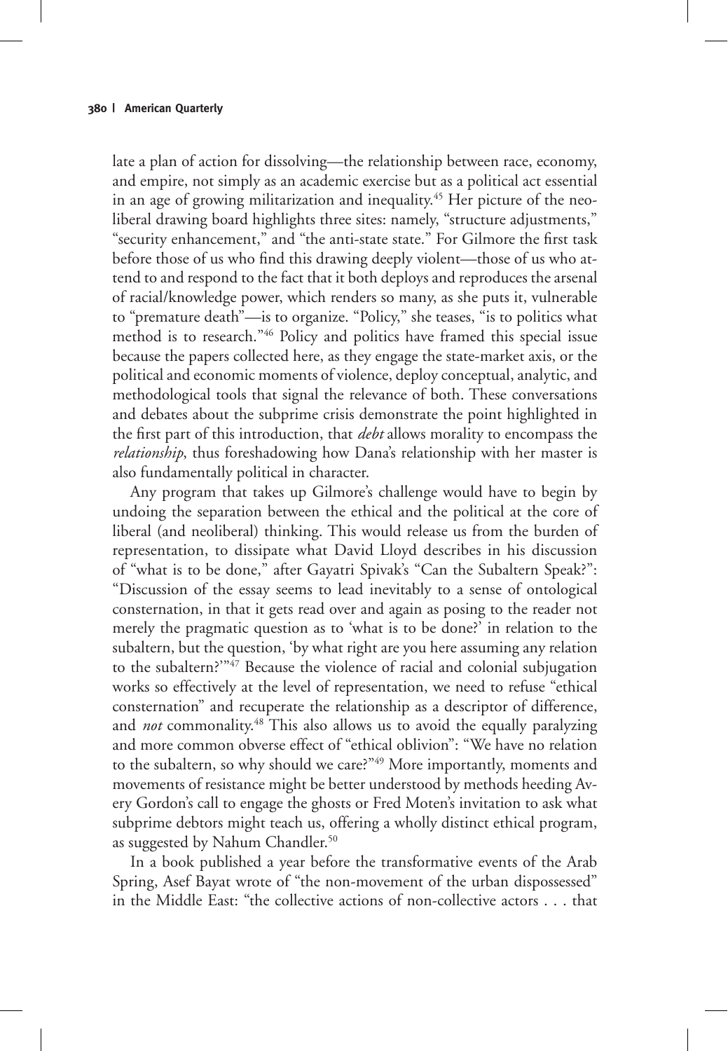late a plan of action for dissolving—the relationship between race, economy, and empire, not simply as an academic exercise but as a political act essential in an age of growing militarization and inequality.[45] Her picture of the neoliberal drawing board highlights three sites: namely, "structure adjustments," "security enhancement," and "the anti-state state." For Gilmore the first task before those of us who find this drawing deeply violent—those of us who attend to and respond to the fact that it both deploys and reproduces the arsenal of racial/knowledge power, which renders so many, as she puts it, vulnerable to "premature death"—is to organize. "Policy," she teases, "is to politics what method is to research."[46] Policy and politics have framed this special issue because the papers collected here, as they engage the state-market axis, or the political and economic moments of violence, deploy conceptual, analytic, and methodological tools that signal the relevance of both. These conversations and debates about the subprime crisis demonstrate the point highlighted in the first part of this introduction, that *debt* allows morality to encompass the *relationship*, thus foreshadowing how Dana's relationship with her master is also fundamentally political in character.

Any program that takes up Gilmore's challenge would have to begin by undoing the separation between the ethical and the political at the core of liberal (and neoliberal) thinking. This would release us from the burden of representation, to dissipate what David Lloyd describes in his discussion of "what is to be done," after Gayatri Spivak's "Can the Subaltern Speak?": "Discussion of the essay seems to lead inevitably to a sense of ontological consternation, in that it gets read over and again as posing to the reader not merely the pragmatic question as to 'what is to be done?' in relation to the subaltern, but the question, 'by what right are you here assuming any relation to the subaltern?'"[47] Because the violence of racial and colonial subjugation works so effectively at the level of representation, we need to refuse "ethical consternation" and recuperate the relationship as a descriptor of difference, and *not* commonality.[48] This also allows us to avoid the equally paralyzing and more common obverse effect of "ethical oblivion": "We have no relation to the subaltern, so why should we care?"[49] More importantly, moments and movements of resistance might be better understood by methods heeding Avery Gordon's call to engage the ghosts or Fred Moten's invitation to ask what subprime debtors might teach us, offering a wholly distinct ethical program, as suggested by Nahum Chandler.[50]

In a book published a year before the transformative events of the Arab Spring, Asef Bayat wrote of "the non-movement of the urban dispossessed" in the Middle East: "the collective actions of non-collective actors . . . that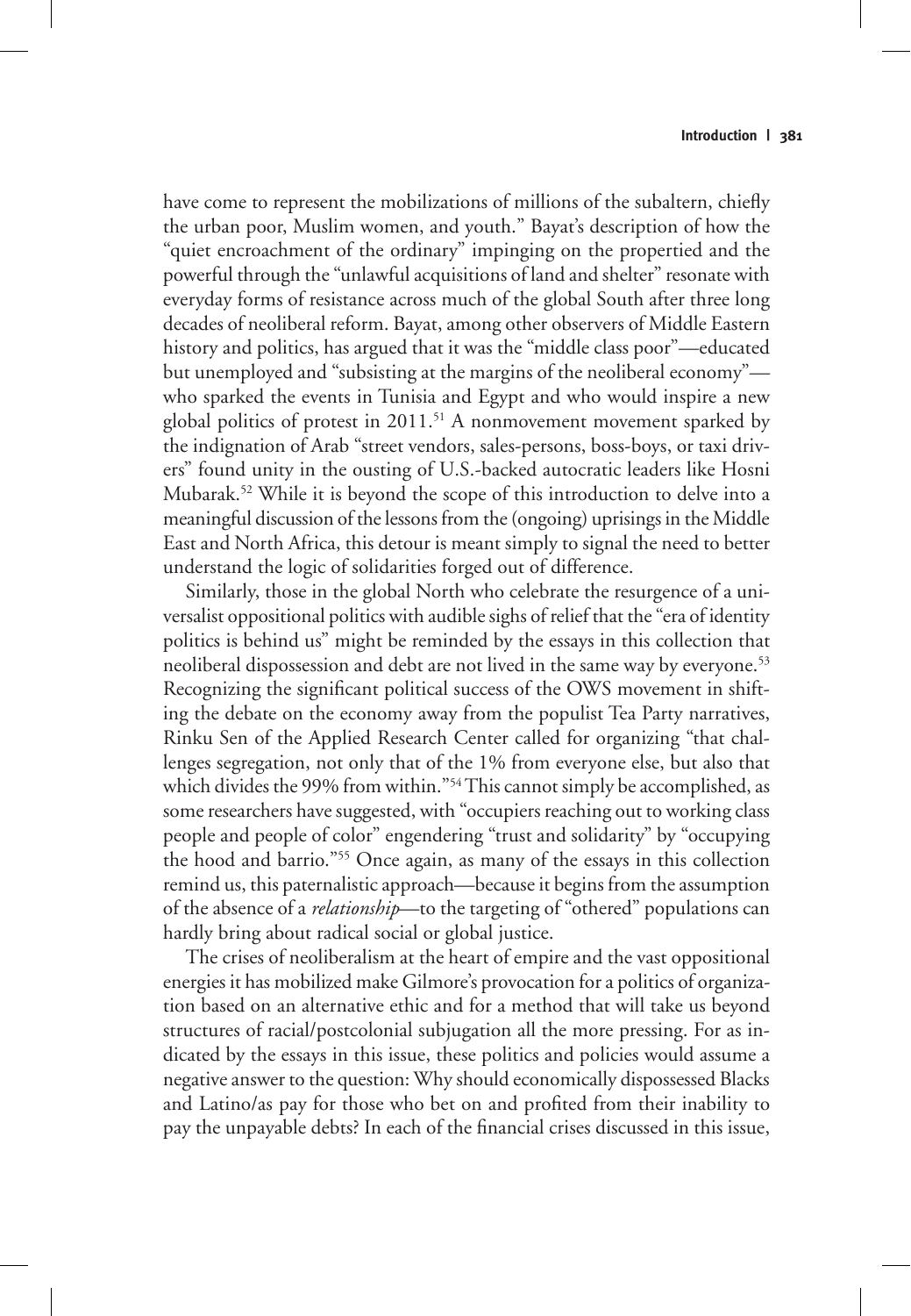have come to represent the mobilizations of millions of the subaltern, chiefly the urban poor, Muslim women, and youth." Bayat's description of how the "quiet encroachment of the ordinary" impinging on the propertied and the powerful through the "unlawful acquisitions of land and shelter" resonate with everyday forms of resistance across much of the global South after three long decades of neoliberal reform. Bayat, among other observers of Middle Eastern history and politics, has argued that it was the "middle class poor"—educated but unemployed and "subsisting at the margins of the neoliberal economy"—who sparked the events in Tunisia and Egypt and who would inspire a new global politics of protest in 2011.[51] A nonmovement movement sparked by the indignation of Arab "street vendors, sales-persons, boss-boys, or taxi drivers" found unity in the ousting of U.S.-backed autocratic leaders like Hosni Mubarak.[52] While it is beyond the scope of this introduction to delve into a meaningful discussion of the lessons from the (ongoing) uprisings in the Middle East and North Africa, this detour is meant simply to signal the need to better understand the logic of solidarities forged out of difference.

Similarly, those in the global North who celebrate the resurgence of a universalist oppositional politics with audible sighs of relief that the "era of identity politics is behind us" might be reminded by the essays in this collection that neoliberal dispossession and debt are not lived in the same way by everyone.[53] Recognizing the significant political success of the OWS movement in shifting the debate on the economy away from the populist Tea Party narratives, Rinku Sen of the Applied Research Center called for organizing "that challenges segregation, not only that of the 1% from everyone else, but also that which divides the 99% from within."[54] This cannot simply be accomplished, as some researchers have suggested, with "occupiers reaching out to working class people and people of color" engendering "trust and solidarity" by "occupying the hood and barrio."[55] Once again, as many of the essays in this collection remind us, this paternalistic approach—because it begins from the assumption of the absence of a *relationship*—to the targeting of "othered" populations can hardly bring about radical social or global justice.

The crises of neoliberalism at the heart of empire and the vast oppositional energies it has mobilized make Gilmore's provocation for a politics of organization based on an alternative ethic and for a method that will take us beyond structures of racial/postcolonial subjugation all the more pressing. For as indicated by the essays in this issue, these politics and policies would assume a negative answer to the question: Why should economically dispossessed Blacks and Latino/as pay for those who bet on and profited from their inability to pay the unpayable debts? In each of the financial crises discussed in this issue,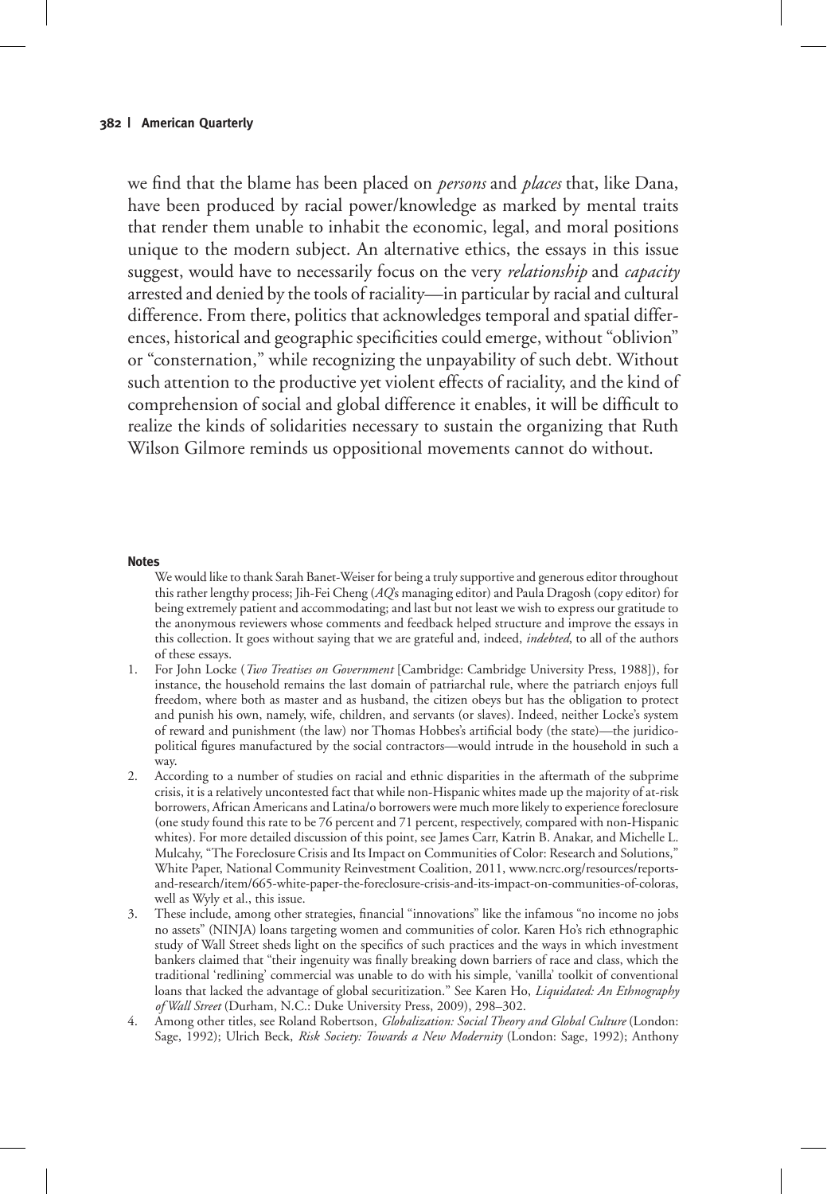we find that the blame has been placed on *persons* and *places* that, like Dana, have been produced by racial power/knowledge as marked by mental traits that render them unable to inhabit the economic, legal, and moral positions unique to the modern subject. An alternative ethics, the essays in this issue suggest, would have to necessarily focus on the very *relationship* and *capacity* arrested and denied by the tools of raciality—in particular by racial and cultural difference. From there, politics that acknowledges temporal and spatial differences, historical and geographic specificities could emerge, without "oblivion" or "consternation," while recognizing the unpayability of such debt. Without such attention to the productive yet violent effects of raciality, and the kind of comprehension of social and global difference it enables, it will be difficult to realize the kinds of solidarities necessary to sustain the organizing that Ruth Wilson Gilmore reminds us oppositional movements cannot do without.

## Notes

We would like to thank Sarah Banet-Weiser for being a truly supportive and generous editor throughout this rather lengthy process; Jih-Fei Cheng (*AQ*'s managing editor) and Paula Dragosh (copy editor) for being extremely patient and accommodating; and last but not least we wish to express our gratitude to the anonymous reviewers whose comments and feedback helped structure and improve the essays in this collection. It goes without saying that we are grateful and, indeed, *indebted*, to all of the authors of these essays.

1. For John Locke (*Two Treatises on Government* [Cambridge: Cambridge University Press, 1988]), for instance, the household remains the last domain of patriarchal rule, where the patriarch enjoys full freedom, where both as master and as husband, the citizen obeys but has the obligation to protect and punish his own, namely, wife, children, and servants (or slaves). Indeed, neither Locke's system of reward and punishment (the law) nor Thomas Hobbes's artificial body (the state)—the juridico-political figures manufactured by the social contractors—would intrude in the household in such a way.
2. According to a number of studies on racial and ethnic disparities in the aftermath of the subprime crisis, it is a relatively uncontested fact that while non-Hispanic whites made up the majority of at-risk borrowers, African Americans and Latina/o borrowers were much more likely to experience foreclosure (one study found this rate to be 76 percent and 71 percent, respectively, compared with non-Hispanic whites). For more detailed discussion of this point, see James Carr, Katrin B. Anakar, and Michelle L. Mulcahy, "The Foreclosure Crisis and Its Impact on Communities of Color: Research and Solutions," White Paper, National Community Reinvestment Coalition, 2011, www.ncrc.org/resources/reports-and-research/item/665-white-paper-the-foreclosure-crisis-and-its-impact-on-communities-of-coloras, well as Wyly et al., this issue.
3. These include, among other strategies, financial "innovations" like the infamous "no income no jobs no assets" (NINJA) loans targeting women and communities of color. Karen Ho's rich ethnographic study of Wall Street sheds light on the specifics of such practices and the ways in which investment bankers claimed that "their ingenuity was finally breaking down barriers of race and class, which the traditional 'redlining' commercial was unable to do with his simple, 'vanilla' toolkit of conventional loans that lacked the advantage of global securitization." See Karen Ho, *Liquidated: An Ethnography of Wall Street* (Durham, N.C.: Duke University Press, 2009), 298–302.
4. Among other titles, see Roland Robertson, *Globalization: Social Theory and Global Culture* (London: Sage, 1992); Ulrich Beck, *Risk Society: Towards a New Modernity* (London: Sage, 1992); Anthony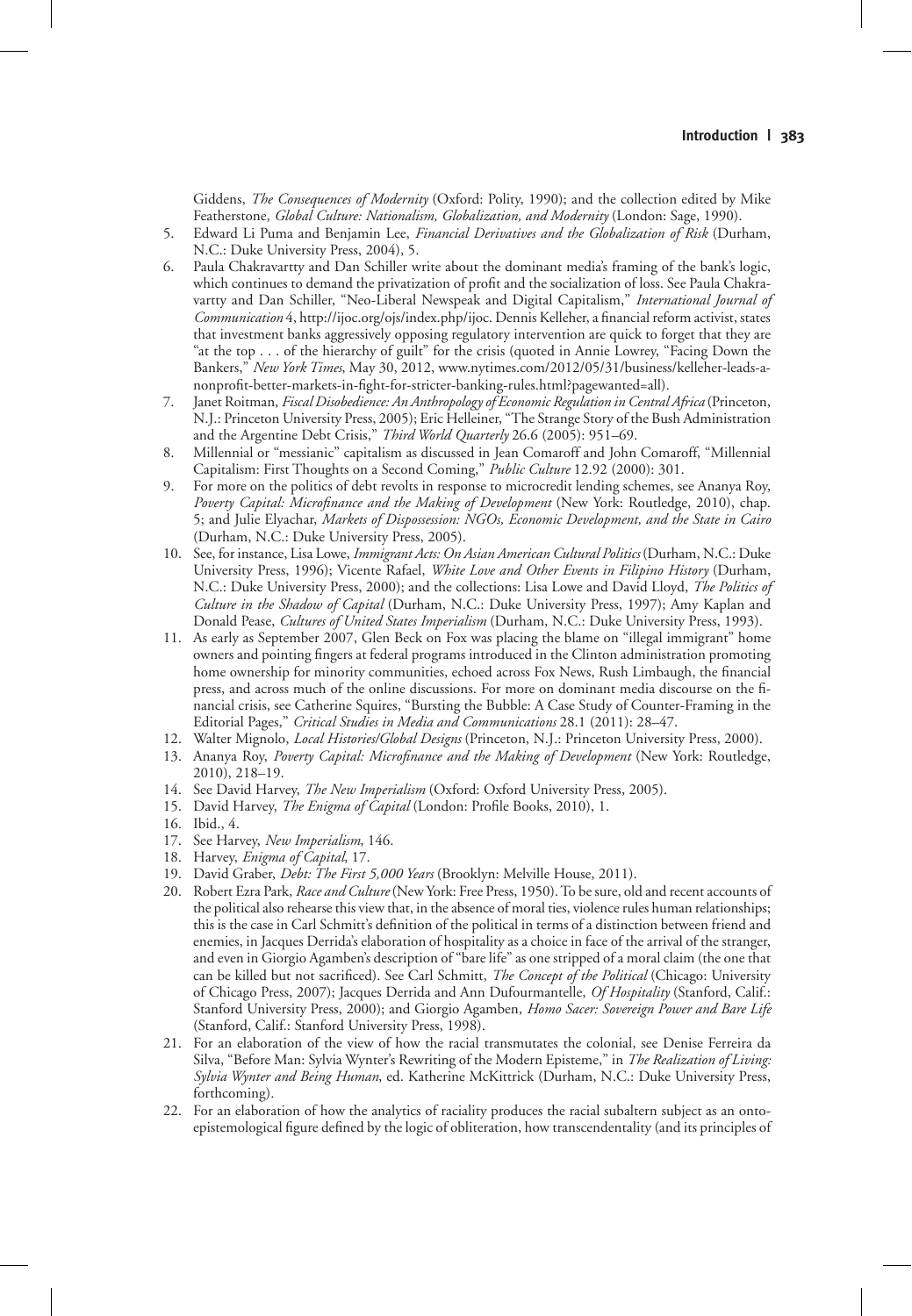Giddens, *The Consequences of Modernity* (Oxford: Polity, 1990); and the collection edited by Mike Featherstone, *Global Culture: Nationalism, Globalization, and Modernity* (London: Sage, 1990).

5. Edward Li Puma and Benjamin Lee, *Financial Derivatives and the Globalization of Risk* (Durham, N.C.: Duke University Press, 2004), 5.
6. Paula Chakravartty and Dan Schiller write about the dominant media's framing of the bank's logic, which continues to demand the privatization of profit and the socialization of loss. See Paula Chakravartty and Dan Schiller, "Neo-Liberal Newspeak and Digital Capitalism," *International Journal of Communication* 4, http://ijoc.org/ojs/index.php/ijoc. Dennis Kelleher, a financial reform activist, states that investment banks aggressively opposing regulatory intervention are quick to forget that they are "at the top . . . of the hierarchy of guilt" for the crisis (quoted in Annie Lowrey, "Facing Down the Bankers," *New York Times*, May 30, 2012, www.nytimes.com/2012/05/31/business/kelleher-leads-a-nonprofit-better-markets-in-fight-for-stricter-banking-rules.html?pagewanted=all).
7. Janet Roitman, *Fiscal Disobedience: An Anthropology of Economic Regulation in Central Africa* (Princeton, N.J.: Princeton University Press, 2005); Eric Helleiner, "The Strange Story of the Bush Administration and the Argentine Debt Crisis," *Third World Quarterly* 26.6 (2005): 951–69.
8. Millennial or "messianic" capitalism as discussed in Jean Comaroff and John Comaroff, "Millennial Capitalism: First Thoughts on a Second Coming," *Public Culture* 12.92 (2000): 301.
9. For more on the politics of debt revolts in response to microcredit lending schemes, see Ananya Roy, *Poverty Capital: Microfinance and the Making of Development* (New York: Routledge, 2010), chap. 5; and Julie Elyachar, *Markets of Dispossession: NGOs, Economic Development, and the State in Cairo* (Durham, N.C.: Duke University Press, 2005).
10. See, for instance, Lisa Lowe, *Immigrant Acts: On Asian American Cultural Politics* (Durham, N.C.: Duke University Press, 1996); Vicente Rafael, *White Love and Other Events in Filipino History* (Durham, N.C.: Duke University Press, 2000); and the collections: Lisa Lowe and David Lloyd, *The Politics of Culture in the Shadow of Capital* (Durham, N.C.: Duke University Press, 1997); Amy Kaplan and Donald Pease, *Cultures of United States Imperialism* (Durham, N.C.: Duke University Press, 1993).
11. As early as September 2007, Glen Beck on Fox was placing the blame on "illegal immigrant" home owners and pointing fingers at federal programs introduced in the Clinton administration promoting home ownership for minority communities, echoed across Fox News, Rush Limbaugh, the financial press, and across much of the online discussions. For more on dominant media discourse on the financial crisis, see Catherine Squires, "Bursting the Bubble: A Case Study of Counter-Framing in the Editorial Pages," *Critical Studies in Media and Communications* 28.1 (2011): 28–47.
12. Walter Mignolo, *Local Histories/Global Designs* (Princeton, N.J.: Princeton University Press, 2000).
13. Ananya Roy, *Poverty Capital: Microfinance and the Making of Development* (New York: Routledge, 2010), 218–19.
14. See David Harvey, *The New Imperialism* (Oxford: Oxford University Press, 2005).
15. David Harvey, *The Enigma of Capital* (London: Profile Books, 2010), 1.
16. Ibid., 4.
17. See Harvey, *New Imperialism*, 146.
18. Harvey, *Enigma of Capital*, 17.
19. David Graber, *Debt: The First 5,000 Years* (Brooklyn: Melville House, 2011).
20. Robert Ezra Park, *Race and Culture* (New York: Free Press, 1950). To be sure, old and recent accounts of the political also rehearse this view that, in the absence of moral ties, violence rules human relationships; this is the case in Carl Schmitt's definition of the political in terms of a distinction between friend and enemies, in Jacques Derrida's elaboration of hospitality as a choice in face of the arrival of the stranger, and even in Giorgio Agamben's description of "bare life" as one stripped of a moral claim (the one that can be killed but not sacrificed). See Carl Schmitt, *The Concept of the Political* (Chicago: University of Chicago Press, 2007); Jacques Derrida and Ann Dufourmantelle, *Of Hospitality* (Stanford, Calif.: Stanford University Press, 2000); and Giorgio Agamben, *Homo Sacer: Sovereign Power and Bare Life* (Stanford, Calif.: Stanford University Press, 1998).
21. For an elaboration of the view of how the racial transmutates the colonial, see Denise Ferreira da Silva, "Before Man: Sylvia Wynter's Rewriting of the Modern Episteme," in *The Realization of Living: Sylvia Wynter and Being Human*, ed. Katherine McKittrick (Durham, N.C.: Duke University Press, forthcoming).
22. For an elaboration of how the analytics of raciality produces the racial subaltern subject as an onto-epistemological figure defined by the logic of obliteration, how transcendentality (and its principles of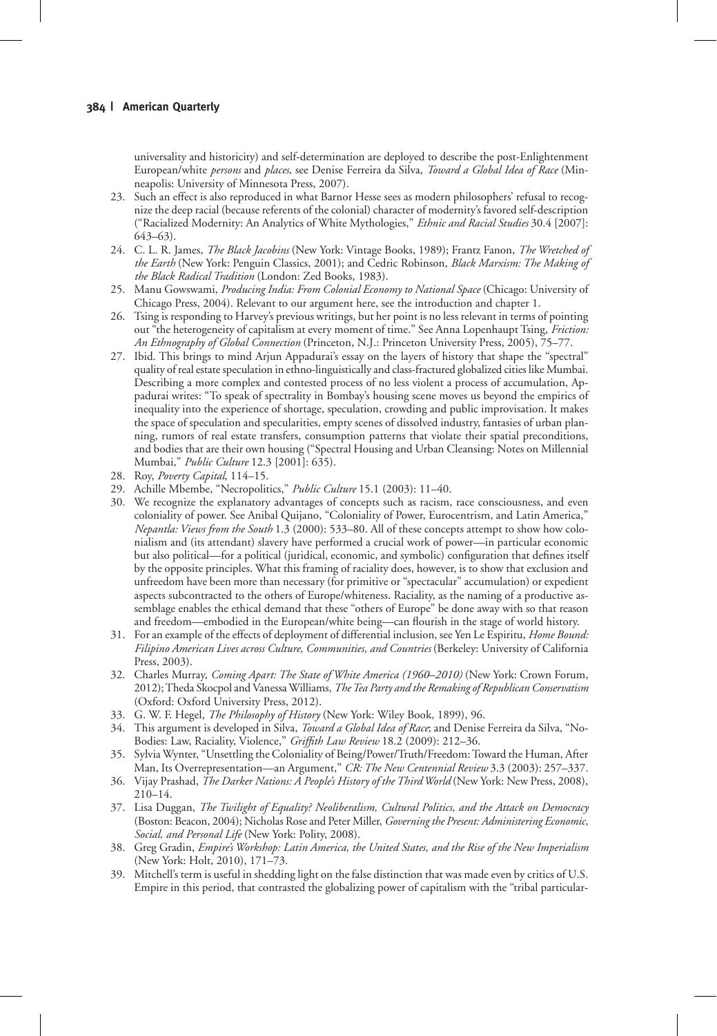universality and historicity) and self-determination are deployed to describe the post-Enlightenment European/white *persons* and *places*, see Denise Ferreira da Silva, *Toward a Global Idea of Race* (Minneapolis: University of Minnesota Press, 2007).

23. Such an effect is also reproduced in what Barnor Hesse sees as modern philosophers' refusal to recognize the deep racial (because referents of the colonial) character of modernity's favored self-description ("Racialized Modernity: An Analytics of White Mythologies," *Ethnic and Racial Studies* 30.4 [2007]: 643–63).
24. C. L. R. James, *The Black Jacobins* (New York: Vintage Books, 1989); Frantz Fanon, *The Wretched of the Earth* (New York: Penguin Classics, 2001); and Cedric Robinson, *Black Marxism: The Making of the Black Radical Tradition* (London: Zed Books, 1983).
25. Manu Gowswami, *Producing India: From Colonial Economy to National Space* (Chicago: University of Chicago Press, 2004). Relevant to our argument here, see the introduction and chapter 1.
26. Tsing is responding to Harvey's previous writings, but her point is no less relevant in terms of pointing out "the heterogeneity of capitalism at every moment of time." See Anna Lopenhaupt Tsing, *Friction: An Ethnography of Global Connection* (Princeton, N.J.: Princeton University Press, 2005), 75–77.
27. Ibid. This brings to mind Arjun Appadurai's essay on the layers of history that shape the "spectral" quality of real estate speculation in ethno-linguistically and class-fractured globalized cities like Mumbai. Describing a more complex and contested process of no less violent a process of accumulation, Appadurai writes: "To speak of spectrality in Bombay's housing scene moves us beyond the empirics of inequality into the experience of shortage, speculation, crowding and public improvisation. It makes the space of speculation and specularities, empty scenes of dissolved industry, fantasies of urban planning, rumors of real estate transfers, consumption patterns that violate their spatial preconditions, and bodies that are their own housing ("Spectral Housing and Urban Cleansing: Notes on Millennial Mumbai," *Public Culture* 12.3 [2001]: 635).
28. Roy, *Poverty Capital*, 114–15.
29. Achille Mbembe, "Necropolitics," *Public Culture* 15.1 (2003): 11–40.
30. We recognize the explanatory advantages of concepts such as racism, race consciousness, and even coloniality of power. See Anibal Quijano, "Coloniality of Power, Eurocentrism, and Latin America," *Nepantla: Views from the South* 1.3 (2000): 533–80. All of these concepts attempt to show how colonialism and (its attendant) slavery have performed a crucial work of power—in particular economic but also political—for a political (juridical, economic, and symbolic) configuration that defines itself by the opposite principles. What this framing of raciality does, however, is to show that exclusion and unfreedom have been more than necessary (for primitive or "spectacular" accumulation) or expedient aspects subcontracted to the others of Europe/whiteness. Raciality, as the naming of a productive assemblage enables the ethical demand that these "others of Europe" be done away with so that reason and freedom—embodied in the European/white being—can flourish in the stage of world history.
31. For an example of the effects of deployment of differential inclusion, see Yen Le Espiritu, *Home Bound: Filipino American Lives across Culture, Communities, and Countries* (Berkeley: University of California Press, 2003).
32. Charles Murray, *Coming Apart: The State of White America (1960–2010)* (New York: Crown Forum, 2012); Theda Skocpol and Vanessa Williams, *The Tea Party and the Remaking of Republican Conservatism* (Oxford: Oxford University Press, 2012).
33. G. W. F. Hegel, *The Philosophy of History* (New York: Wiley Book, 1899), 96.
34. This argument is developed in Silva, *Toward a Global Idea of Race*; and Denise Ferreira da Silva, "No-Bodies: Law, Raciality, Violence," *Griffith Law Review* 18.2 (2009): 212–36.
35. Sylvia Wynter, "Unsettling the Coloniality of Being/Power/Truth/Freedom: Toward the Human, After Man, Its Overrepresentation—an Argument," *CR: The New Centennial Review* 3.3 (2003): 257–337.
36. Vijay Prashad, *The Darker Nations: A People's History of the Third World* (New York: New Press, 2008), 210–14.
37. Lisa Duggan, *The Twilight of Equality? Neoliberalism, Cultural Politics, and the Attack on Democracy* (Boston: Beacon, 2004); Nicholas Rose and Peter Miller, *Governing the Present: Administering Economic, Social, and Personal Life* (New York: Polity, 2008).
38. Greg Gradin, *Empire's Workshop: Latin America, the United States, and the Rise of the New Imperialism* (New York: Holt, 2010), 171–73.
39. Mitchell's term is useful in shedding light on the false distinction that was made even by critics of U.S. Empire in this period, that contrasted the globalizing power of capitalism with the "tribal particular-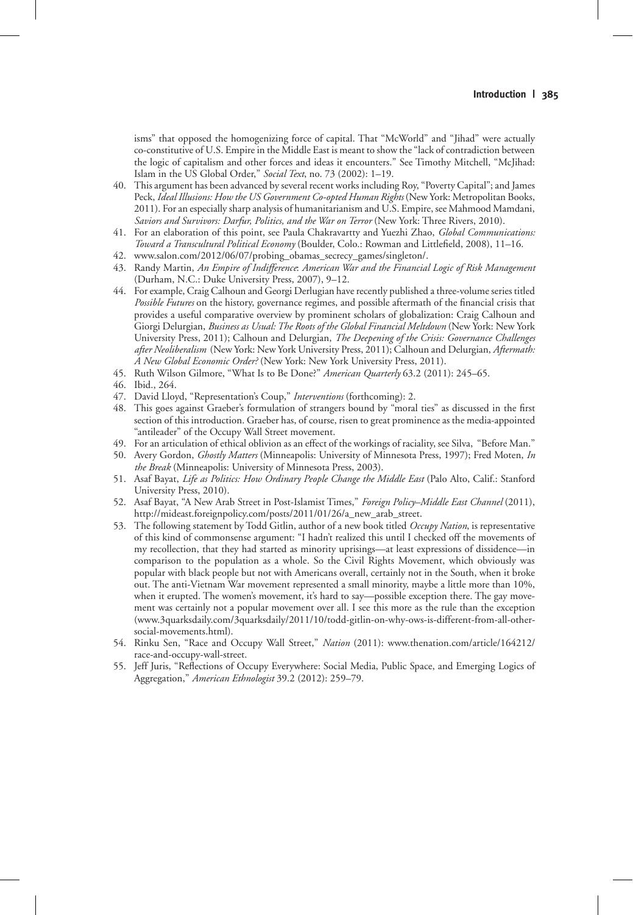isms" that opposed the homogenizing force of capital. That "McWorld" and "Jihad" were actually co-constitutive of U.S. Empire in the Middle East is meant to show the "lack of contradiction between the logic of capitalism and other forces and ideas it encounters." See Timothy Mitchell, "McJihad: Islam in the US Global Order," *Social Text*, no. 73 (2002): 1–19.

40. This argument has been advanced by several recent works including Roy, "Poverty Capital"; and James Peck, *Ideal Illusions: How the US Government Co-opted Human Rights* (New York: Metropolitan Books, 2011). For an especially sharp analysis of humanitarianism and U.S. Empire, see Mahmood Mamdani, *Saviors and Survivors: Darfur, Politics, and the War on Terror* (New York: Three Rivers, 2010).
41. For an elaboration of this point, see Paula Chakravartty and Yuezhi Zhao, *Global Communications: Toward a Transcultural Political Economy* (Boulder, Colo.: Rowman and Littlefield, 2008), 11–16.
42. www.salon.com/2012/06/07/probing_obamas_secrecy_games/singleton/.
43. Randy Martin, *An Empire of Indifference: American War and the Financial Logic of Risk Management* (Durham, N.C.: Duke University Press, 2007), 9–12.
44. For example, Craig Calhoun and Georgi Derlugian have recently published a three-volume series titled *Possible Futures* on the history, governance regimes, and possible aftermath of the financial crisis that provides a useful comparative overview by prominent scholars of globalization: Craig Calhoun and Giorgi Delurgian, *Business as Usual: The Roots of the Global Financial Meltdown* (New York: New York University Press, 2011); Calhoun and Delurgian, *The Deepening of the Crisis: Governance Challenges after Neoliberalism* (New York: New York University Press, 2011); Calhoun and Delurgian, *Aftermath: A New Global Economic Order?* (New York: New York University Press, 2011).
45. Ruth Wilson Gilmore, "What Is to Be Done?" *American Quarterly* 63.2 (2011): 245–65.
46. Ibid., 264.
47. David Lloyd, "Representation's Coup," *Interventions* (forthcoming): 2.
48. This goes against Graeber's formulation of strangers bound by "moral ties" as discussed in the first section of this introduction. Graeber has, of course, risen to great prominence as the media-appointed "antileader" of the Occupy Wall Street movement.
49. For an articulation of ethical oblivion as an effect of the workings of raciality, see Silva, "Before Man."
50. Avery Gordon, *Ghostly Matters* (Minneapolis: University of Minnesota Press, 1997); Fred Moten, *In the Break* (Minneapolis: University of Minnesota Press, 2003).
51. Asaf Bayat, *Life as Politics: How Ordinary People Change the Middle East* (Palo Alto, Calif.: Stanford University Press, 2010).
52. Asaf Bayat, "A New Arab Street in Post-Islamist Times," *Foreign Policy–Middle East Channel* (2011), http://mideast.foreignpolicy.com/posts/2011/01/26/a_new_arab_street.
53. The following statement by Todd Gitlin, author of a new book titled *Occupy Nation*, is representative of this kind of commonsense argument: "I hadn't realized this until I checked off the movements of my recollection, that they had started as minority uprisings—at least expressions of dissidence—in comparison to the population as a whole. So the Civil Rights Movement, which obviously was popular with black people but not with Americans overall, certainly not in the South, when it broke out. The anti-Vietnam War movement represented a small minority, maybe a little more than 10%, when it erupted. The women's movement, it's hard to say—possible exception there. The gay movement was certainly not a popular movement over all. I see this more as the rule than the exception (www.3quarksdaily.com/3quarksdaily/2011/10/todd-gitlin-on-why-ows-is-different-from-all-other-social-movements.html).
54. Rinku Sen, "Race and Occupy Wall Street," *Nation* (2011): www.thenation.com/article/164212/race-and-occupy-wall-street.
55. Jeff Juris, "Reflections of Occupy Everywhere: Social Media, Public Space, and Emerging Logics of Aggregation," *American Ethnologist* 39.2 (2012): 259–79.